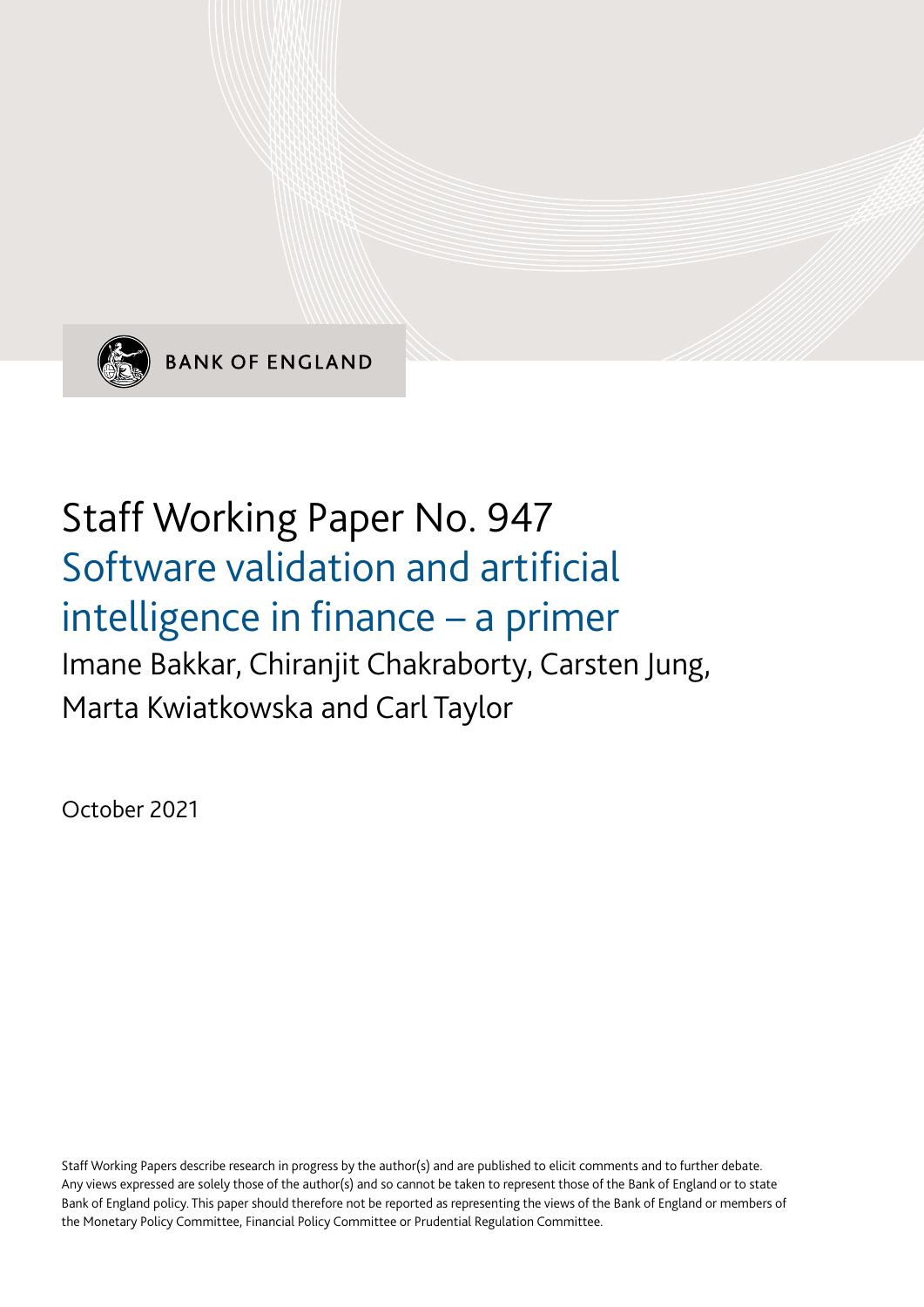BANK OF ENGLAND

# Staff Working Paper No. 947

## Software validation and artificial intelligence in finance – a primer

Imane Bakkar, Chiranjit Chakraborty, Carsten Jung, Marta Kwiatkowska and Carl Taylor

October 2021

Staff Working Papers describe research in progress by the author(s) and are published to elicit comments and to further debate. Any views expressed are solely those of the author(s) and so cannot be taken to represent those of the Bank of England or to state Bank of England policy. This paper should therefore not be reported as representing the views of the Bank of England or members of the Monetary Policy Committee, Financial Policy Committee or Prudential Regulation Committee.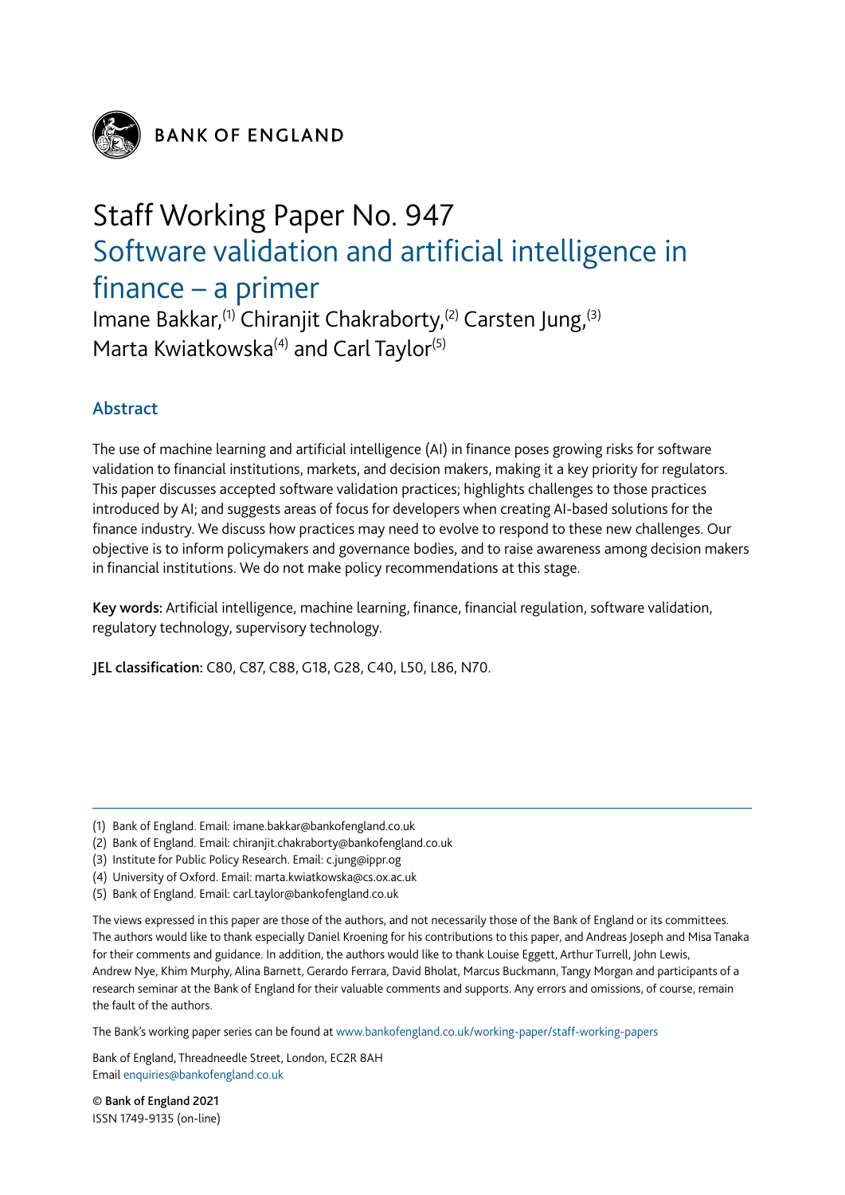BANK OF ENGLAND

# Staff Working Paper No. 947

## Software validation and artificial intelligence in finance – a primer

Imane Bakkar,[(1)] Chiranjit Chakraborty,[(2)] Carsten Jung,[(3)] Marta Kwiatkowska[(4)] and Carl Taylor[(5)]

### Abstract

The use of machine learning and artificial intelligence (AI) in finance poses growing risks for software validation to financial institutions, markets, and decision makers, making it a key priority for regulators. This paper discusses accepted software validation practices; highlights challenges to those practices introduced by AI; and suggests areas of focus for developers when creating AI-based solutions for the finance industry. We discuss how practices may need to evolve to respond to these new challenges. Our objective is to inform policymakers and governance bodies, and to raise awareness among decision makers in financial institutions. We do not make policy recommendations at this stage.

**Key words:** Artificial intelligence, machine learning, finance, financial regulation, software validation, regulatory technology, supervisory technology.

**JEL classification:** C80, C87, C88, G18, G28, C40, L50, L86, N70.

---

(1) Bank of England. Email: imane.bakkar@bankofengland.co.uk
(2) Bank of England. Email: chiranjit.chakraborty@bankofengland.co.uk
(3) Institute for Public Policy Research. Email: c.jung@ippr.og
(4) University of Oxford. Email: marta.kwiatkowska@cs.ox.ac.uk
(5) Bank of England. Email: carl.taylor@bankofengland.co.uk

The views expressed in this paper are those of the authors, and not necessarily those of the Bank of England or its committees. The authors would like to thank especially Daniel Kroening for his contributions to this paper, and Andreas Joseph and Misa Tanaka for their comments and guidance. In addition, the authors would like to thank Louise Eggett, Arthur Turrell, John Lewis, Andrew Nye, Khim Murphy, Alina Barnett, Gerardo Ferrara, David Bholat, Marcus Buckmann, Tangy Morgan and participants of a research seminar at the Bank of England for their valuable comments and supports. Any errors and omissions, of course, remain the fault of the authors.

The Bank's working paper series can be found at www.bankofengland.co.uk/working-paper/staff-working-papers

Bank of England, Threadneedle Street, London, EC2R 8AH
Email enquiries@bankofengland.co.uk

**© Bank of England 2021**
ISSN 1749-9135 (on-line)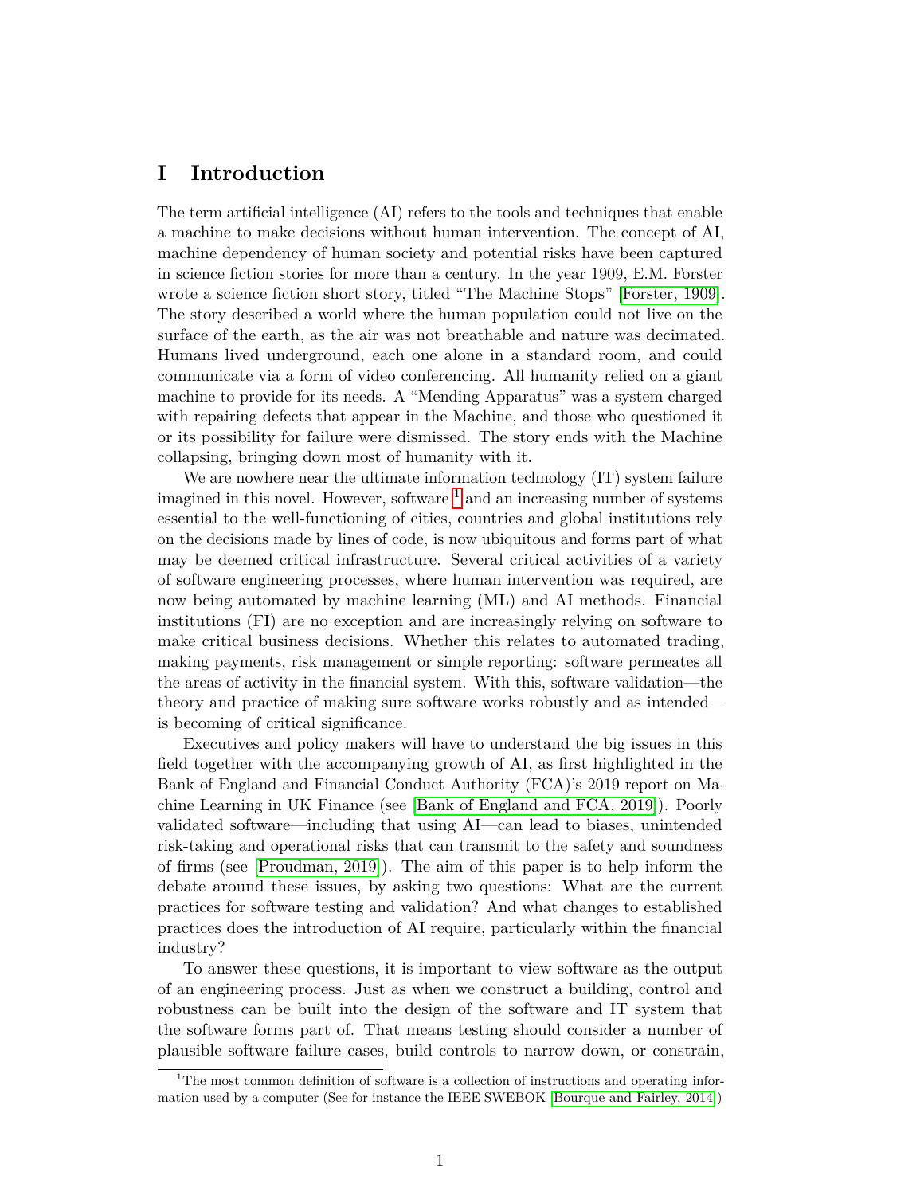# I Introduction

The term artificial intelligence (AI) refers to the tools and techniques that enable a machine to make decisions without human intervention. The concept of AI, machine dependency of human society and potential risks have been captured in science fiction stories for more than a century. In the year 1909, E.M. Forster wrote a science fiction short story, titled "The Machine Stops" [Forster, 1909]. The story described a world where the human population could not live on the surface of the earth, as the air was not breathable and nature was decimated. Humans lived underground, each one alone in a standard room, and could communicate via a form of video conferencing. All humanity relied on a giant machine to provide for its needs. A "Mending Apparatus" was a system charged with repairing defects that appear in the Machine, and those who questioned it or its possibility for failure were dismissed. The story ends with the Machine collapsing, bringing down most of humanity with it.

We are nowhere near the ultimate information technology (IT) system failure imagined in this novel. However, software [1] and an increasing number of systems essential to the well-functioning of cities, countries and global institutions rely on the decisions made by lines of code, is now ubiquitous and forms part of what may be deemed critical infrastructure. Several critical activities of a variety of software engineering processes, where human intervention was required, are now being automated by machine learning (ML) and AI methods. Financial institutions (FI) are no exception and are increasingly relying on software to make critical business decisions. Whether this relates to automated trading, making payments, risk management or simple reporting: software permeates all the areas of activity in the financial system. With this, software validation—the theory and practice of making sure software works robustly and as intended—is becoming of critical significance.

Executives and policy makers will have to understand the big issues in this field together with the accompanying growth of AI, as first highlighted in the Bank of England and Financial Conduct Authority (FCA)'s 2019 report on Machine Learning in UK Finance (see [Bank of England and FCA, 2019]). Poorly validated software—including that using AI—can lead to biases, unintended risk-taking and operational risks that can transmit to the safety and soundness of firms (see [Proudman, 2019]). The aim of this paper is to help inform the debate around these issues, by asking two questions: What are the current practices for software testing and validation? And what changes to established practices does the introduction of AI require, particularly within the financial industry?

To answer these questions, it is important to view software as the output of an engineering process. Just as when we construct a building, control and robustness can be built into the design of the software and IT system that the software forms part of. That means testing should consider a number of plausible software failure cases, build controls to narrow down, or constrain,

[1] The most common definition of software is a collection of instructions and operating information used by a computer (See for instance the IEEE SWEBOK [Bourque and Fairley, 2014])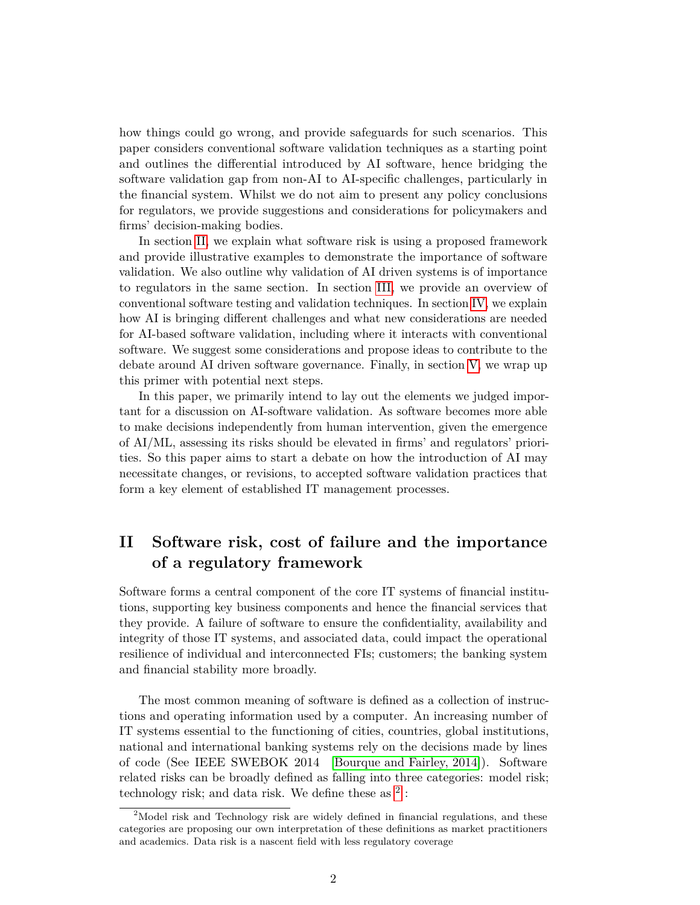how things could go wrong, and provide safeguards for such scenarios. This paper considers conventional software validation techniques as a starting point and outlines the differential introduced by AI software, hence bridging the software validation gap from non-AI to AI-specific challenges, particularly in the financial system. Whilst we do not aim to present any policy conclusions for regulators, we provide suggestions and considerations for policymakers and firms' decision-making bodies.

In section II, we explain what software risk is using a proposed framework and provide illustrative examples to demonstrate the importance of software validation. We also outline why validation of AI driven systems is of importance to regulators in the same section. In section III, we provide an overview of conventional software testing and validation techniques. In section IV, we explain how AI is bringing different challenges and what new considerations are needed for AI-based software validation, including where it interacts with conventional software. We suggest some considerations and propose ideas to contribute to the debate around AI driven software governance. Finally, in section V, we wrap up this primer with potential next steps.

In this paper, we primarily intend to lay out the elements we judged important for a discussion on AI-software validation. As software becomes more able to make decisions independently from human intervention, given the emergence of AI/ML, assessing its risks should be elevated in firms' and regulators' priorities. So this paper aims to start a debate on how the introduction of AI may necessitate changes, or revisions, to accepted software validation practices that form a key element of established IT management processes.

# II Software risk, cost of failure and the importance of a regulatory framework

Software forms a central component of the core IT systems of financial institutions, supporting key business components and hence the financial services that they provide. A failure of software to ensure the confidentiality, availability and integrity of those IT systems, and associated data, could impact the operational resilience of individual and interconnected FIs; customers; the banking system and financial stability more broadly.

The most common meaning of software is defined as a collection of instructions and operating information used by a computer. An increasing number of IT systems essential to the functioning of cities, countries, global institutions, national and international banking systems rely on the decisions made by lines of code (See IEEE SWEBOK 2014 [Bourque and Fairley, 2014]). Software related risks can be broadly defined as falling into three categories: model risk; technology risk; and data risk. We define these as [2]:

[2]Model risk and Technology risk are widely defined in financial regulations, and these categories are proposing our own interpretation of these definitions as market practitioners and academics. Data risk is a nascent field with less regulatory coverage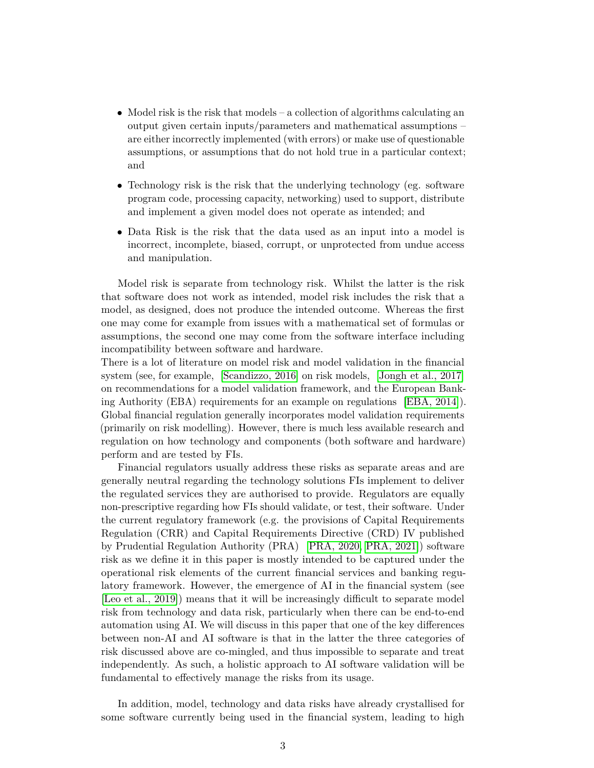- Model risk is the risk that models – a collection of algorithms calculating an output given certain inputs/parameters and mathematical assumptions – are either incorrectly implemented (with errors) or make use of questionable assumptions, or assumptions that do not hold true in a particular context; and
- Technology risk is the risk that the underlying technology (eg. software program code, processing capacity, networking) used to support, distribute and implement a given model does not operate as intended; and
- Data Risk is the risk that the data used as an input into a model is incorrect, incomplete, biased, corrupt, or unprotected from undue access and manipulation.

Model risk is separate from technology risk. Whilst the latter is the risk that software does not work as intended, model risk includes the risk that a model, as designed, does not produce the intended outcome. Whereas the first one may come for example from issues with a mathematical set of formulas or assumptions, the second one may come from the software interface including incompatibility between software and hardware.
There is a lot of literature on model risk and model validation in the financial system (see, for example, [Scandizzo, 2016] on risk models, [Jongh et al., 2017] on recommendations for a model validation framework, and the European Banking Authority (EBA) requirements for an example on regulations [EBA, 2014]). Global financial regulation generally incorporates model validation requirements (primarily on risk modelling). However, there is much less available research and regulation on how technology and components (both software and hardware) perform and are tested by FIs.

Financial regulators usually address these risks as separate areas and are generally neutral regarding the technology solutions FIs implement to deliver the regulated services they are authorised to provide. Regulators are equally non-prescriptive regarding how FIs should validate, or test, their software. Under the current regulatory framework (e.g. the provisions of Capital Requirements Regulation (CRR) and Capital Requirements Directive (CRD) IV published by Prudential Regulation Authority (PRA) [PRA, 2020, PRA, 2021]) software risk as we define it in this paper is mostly intended to be captured under the operational risk elements of the current financial services and banking regulatory framework. However, the emergence of AI in the financial system (see [Leo et al., 2019]) means that it will be increasingly difficult to separate model risk from technology and data risk, particularly when there can be end-to-end automation using AI. We will discuss in this paper that one of the key differences between non-AI and AI software is that in the latter the three categories of risk discussed above are co-mingled, and thus impossible to separate and treat independently. As such, a holistic approach to AI software validation will be fundamental to effectively manage the risks from its usage.

In addition, model, technology and data risks have already crystallised for some software currently being used in the financial system, leading to high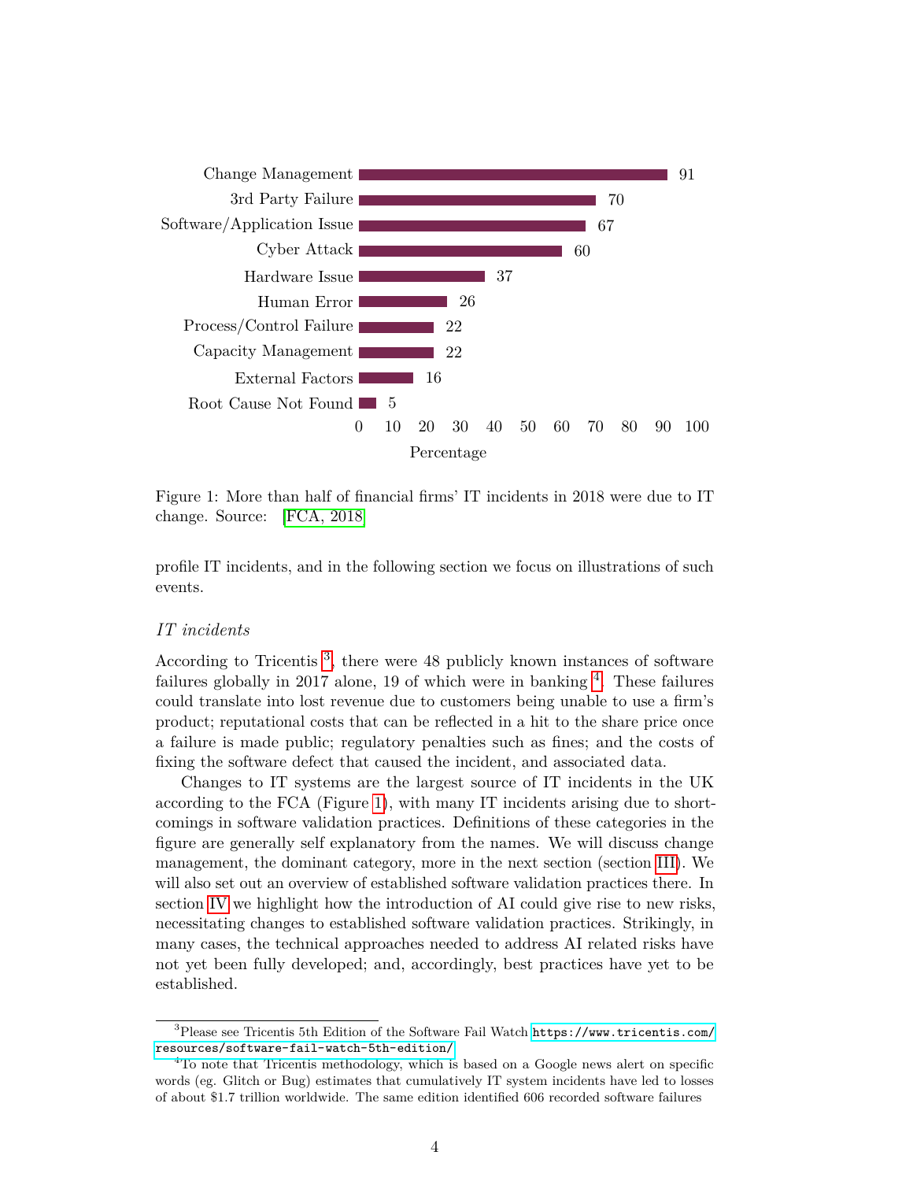| Category | Percentage |
| --- | --- |
| Change Management | 91 |
| 3rd Party Failure | 70 |
| Software/Application Issue | 67 |
| Cyber Attack | 60 |
| Hardware Issue | 37 |
| Human Error | 26 |
| Process/Control Failure | 22 |
| Capacity Management | 22 |
| External Factors | 16 |
| Root Cause Not Found | 5 |

Figure 1: More than half of financial firms' IT incidents in 2018 were due to IT change. Source: [FCA, 2018]

profile IT incidents, and in the following section we focus on illustrations of such events.

### *IT incidents*

According to Tricentis [3], there were 48 publicly known instances of software failures globally in 2017 alone, 19 of which were in banking [4]. These failures could translate into lost revenue due to customers being unable to use a firm's product; reputational costs that can be reflected in a hit to the share price once a failure is made public; regulatory penalties such as fines; and the costs of fixing the software defect that caused the incident, and associated data.

Changes to IT systems are the largest source of IT incidents in the UK according to the FCA (Figure 1), with many IT incidents arising due to shortcomings in software validation practices. Definitions of these categories in the figure are generally self explanatory from the names. We will discuss change management, the dominant category, more in the next section (section III). We will also set out an overview of established software validation practices there. In section IV we highlight how the introduction of AI could give rise to new risks, necessitating changes to established software validation practices. Strikingly, in many cases, the technical approaches needed to address AI related risks have not yet been fully developed; and, accordingly, best practices have yet to be established.

---

[3] Please see Tricentis 5th Edition of the Software Fail Watch `https://www.tricentis.com/resources/software-fail-watch-5th-edition/`

[4] To note that Tricentis methodology, which is based on a Google news alert on specific words (eg. Glitch or Bug) estimates that cumulatively IT system incidents have led to losses of about $1.7 trillion worldwide. The same edition identified 606 recorded software failures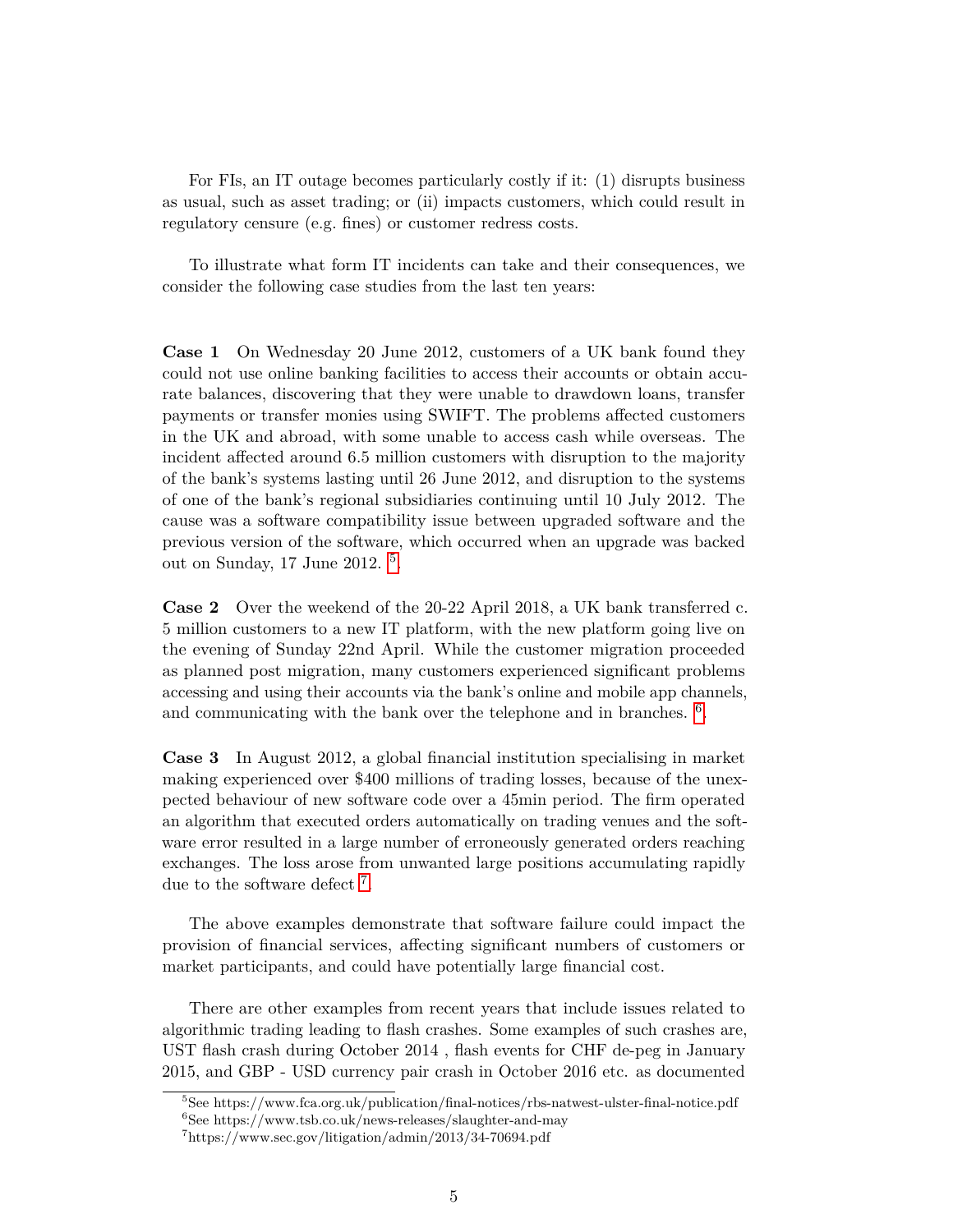For FIs, an IT outage becomes particularly costly if it: (1) disrupts business as usual, such as asset trading; or (ii) impacts customers, which could result in regulatory censure (e.g. fines) or customer redress costs.

To illustrate what form IT incidents can take and their consequences, we consider the following case studies from the last ten years:

**Case 1** On Wednesday 20 June 2012, customers of a UK bank found they could not use online banking facilities to access their accounts or obtain accurate balances, discovering that they were unable to drawdown loans, transfer payments or transfer monies using SWIFT. The problems affected customers in the UK and abroad, with some unable to access cash while overseas. The incident affected around 6.5 million customers with disruption to the majority of the bank's systems lasting until 26 June 2012, and disruption to the systems of one of the bank's regional subsidiaries continuing until 10 July 2012. The cause was a software compatibility issue between upgraded software and the previous version of the software, which occurred when an upgrade was backed out on Sunday, 17 June 2012. [5].

**Case 2** Over the weekend of the 20-22 April 2018, a UK bank transferred c. 5 million customers to a new IT platform, with the new platform going live on the evening of Sunday 22nd April. While the customer migration proceeded as planned post migration, many customers experienced significant problems accessing and using their accounts via the bank's online and mobile app channels, and communicating with the bank over the telephone and in branches. [6].

**Case 3** In August 2012, a global financial institution specialising in market making experienced over $400 millions of trading losses, because of the unexpected behaviour of new software code over a 45min period. The firm operated an algorithm that executed orders automatically on trading venues and the software error resulted in a large number of erroneously generated orders reaching exchanges. The loss arose from unwanted large positions accumulating rapidly due to the software defect [7].

The above examples demonstrate that software failure could impact the provision of financial services, affecting significant numbers of customers or market participants, and could have potentially large financial cost.

There are other examples from recent years that include issues related to algorithmic trading leading to flash crashes. Some examples of such crashes are, UST flash crash during October 2014 , flash events for CHF de-peg in January 2015, and GBP - USD currency pair crash in October 2016 etc. as documented

[5] See https://www.fca.org.uk/publication/final-notices/rbs-natwest-ulster-final-notice.pdf

[6] See https://www.tsb.co.uk/news-releases/slaughter-and-may

[7] https://www.sec.gov/litigation/admin/2013/34-70694.pdf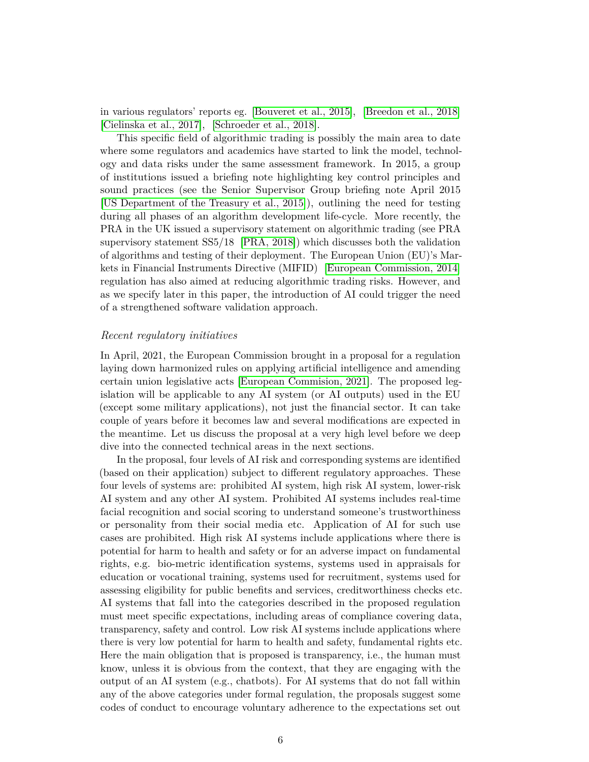in various regulators' reports eg. [Bouveret et al., 2015], [Breedon et al., 2018] [Cielinska et al., 2017], [Schroeder et al., 2018].

This specific field of algorithmic trading is possibly the main area to date where some regulators and academics have started to link the model, technology and data risks under the same assessment framework. In 2015, a group of institutions issued a briefing note highlighting key control principles and sound practices (see the Senior Supervisor Group briefing note April 2015 [US Department of the Treasury et al., 2015]), outlining the need for testing during all phases of an algorithm development life-cycle. More recently, the PRA in the UK issued a supervisory statement on algorithmic trading (see PRA supervisory statement SS5/18 [PRA, 2018]) which discusses both the validation of algorithms and testing of their deployment. The European Union (EU)'s Markets in Financial Instruments Directive (MIFID) [European Commission, 2014] regulation has also aimed at reducing algorithmic trading risks. However, and as we specify later in this paper, the introduction of AI could trigger the need of a strengthened software validation approach.

*Recent regulatory initiatives*

In April, 2021, the European Commission brought in a proposal for a regulation laying down harmonized rules on applying artificial intelligence and amending certain union legislative acts [European Commision, 2021]. The proposed legislation will be applicable to any AI system (or AI outputs) used in the EU (except some military applications), not just the financial sector. It can take couple of years before it becomes law and several modifications are expected in the meantime. Let us discuss the proposal at a very high level before we deep dive into the connected technical areas in the next sections.

In the proposal, four levels of AI risk and corresponding systems are identified (based on their application) subject to different regulatory approaches. These four levels of systems are: prohibited AI system, high risk AI system, lower-risk AI system and any other AI system. Prohibited AI systems includes real-time facial recognition and social scoring to understand someone's trustworthiness or personality from their social media etc. Application of AI for such use cases are prohibited. High risk AI systems include applications where there is potential for harm to health and safety or for an adverse impact on fundamental rights, e.g. bio-metric identification systems, systems used in appraisals for education or vocational training, systems used for recruitment, systems used for assessing eligibility for public benefits and services, creditworthiness checks etc. AI systems that fall into the categories described in the proposed regulation must meet specific expectations, including areas of compliance covering data, transparency, safety and control. Low risk AI systems include applications where there is very low potential for harm to health and safety, fundamental rights etc. Here the main obligation that is proposed is transparency, i.e., the human must know, unless it is obvious from the context, that they are engaging with the output of an AI system (e.g., chatbots). For AI systems that do not fall within any of the above categories under formal regulation, the proposals suggest some codes of conduct to encourage voluntary adherence to the expectations set out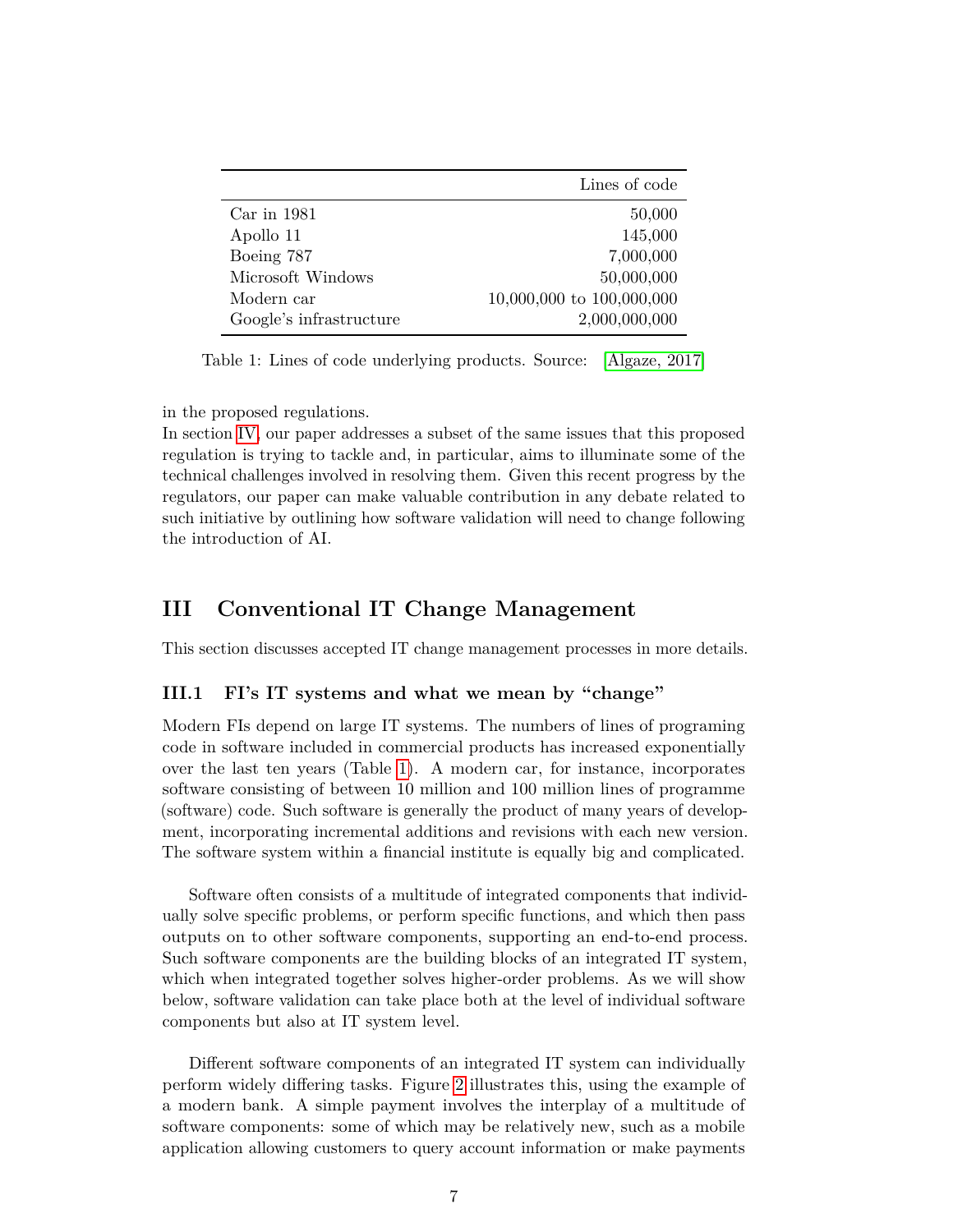| | Lines of code |
|---|---|
| Car in 1981 | 50,000 |
| Apollo 11 | 145,000 |
| Boeing 787 | 7,000,000 |
| Microsoft Windows | 50,000,000 |
| Modern car | 10,000,000 to 100,000,000 |
| Google's infrastructure | 2,000,000,000 |

Table 1: Lines of code underlying products. Source: [Algaze, 2017]

in the proposed regulations.
In section IV, our paper addresses a subset of the same issues that this proposed regulation is trying to tackle and, in particular, aims to illuminate some of the technical challenges involved in resolving them. Given this recent progress by the regulators, our paper can make valuable contribution in any debate related to such initiative by outlining how software validation will need to change following the introduction of AI.

## III Conventional IT Change Management

This section discusses accepted IT change management processes in more details.

### III.1 FI's IT systems and what we mean by "change"

Modern FIs depend on large IT systems. The numbers of lines of programing code in software included in commercial products has increased exponentially over the last ten years (Table 1). A modern car, for instance, incorporates software consisting of between 10 million and 100 million lines of programme (software) code. Such software is generally the product of many years of development, incorporating incremental additions and revisions with each new version. The software system within a financial institute is equally big and complicated.

Software often consists of a multitude of integrated components that individually solve specific problems, or perform specific functions, and which then pass outputs on to other software components, supporting an end-to-end process. Such software components are the building blocks of an integrated IT system, which when integrated together solves higher-order problems. As we will show below, software validation can take place both at the level of individual software components but also at IT system level.

Different software components of an integrated IT system can individually perform widely differing tasks. Figure 2 illustrates this, using the example of a modern bank. A simple payment involves the interplay of a multitude of software components: some of which may be relatively new, such as a mobile application allowing customers to query account information or make payments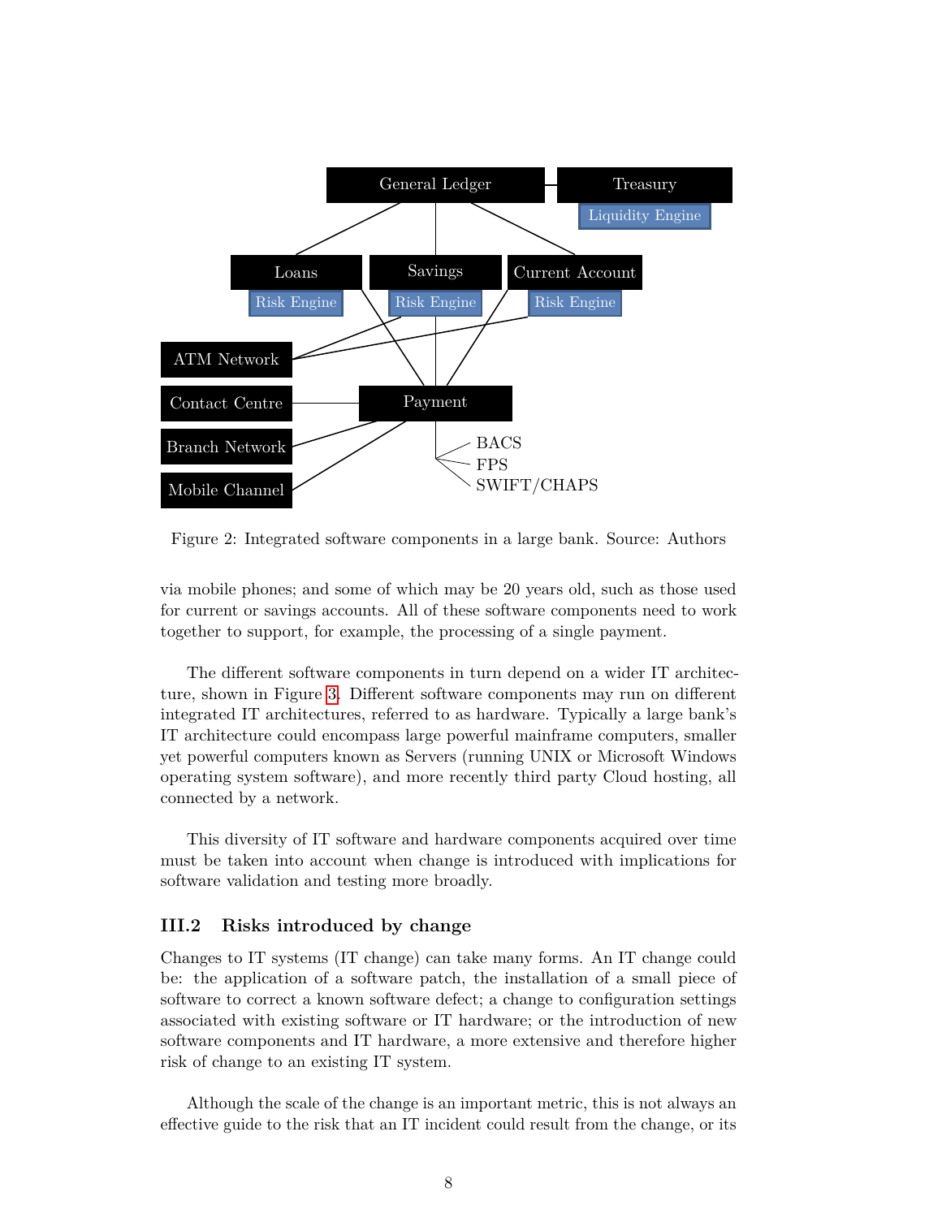Figure 2: Integrated software components in a large bank. Source: Authors

via mobile phones; and some of which may be 20 years old, such as those used for current or savings accounts. All of these software components need to work together to support, for example, the processing of a single payment.

The different software components in turn depend on a wider IT architecture, shown in Figure 3. Different software components may run on different integrated IT architectures, referred to as hardware. Typically a large bank's IT architecture could encompass large powerful mainframe computers, smaller yet powerful computers known as Servers (running UNIX or Microsoft Windows operating system software), and more recently third party Cloud hosting, all connected by a network.

This diversity of IT software and hardware components acquired over time must be taken into account when change is introduced with implications for software validation and testing more broadly.

### III.2 Risks introduced by change

Changes to IT systems (IT change) can take many forms. An IT change could be: the application of a software patch, the installation of a small piece of software to correct a known software defect; a change to configuration settings associated with existing software or IT hardware; or the introduction of new software components and IT hardware, a more extensive and therefore higher risk of change to an existing IT system.

Although the scale of the change is an important metric, this is not always an effective guide to the risk that an IT incident could result from the change, or its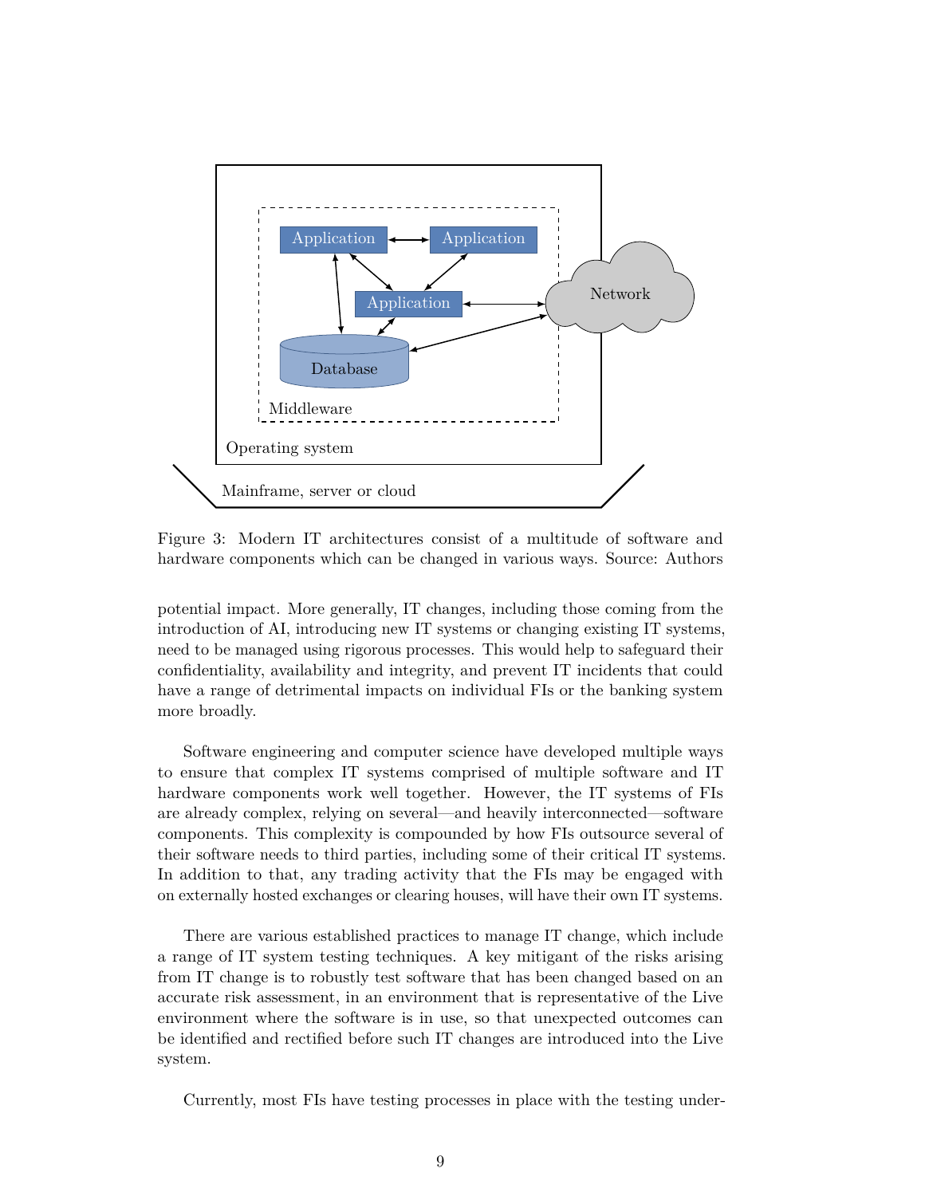Figure 3: Modern IT architectures consist of a multitude of software and hardware components which can be changed in various ways. Source: Authors

potential impact. More generally, IT changes, including those coming from the introduction of AI, introducing new IT systems or changing existing IT systems, need to be managed using rigorous processes. This would help to safeguard their confidentiality, availability and integrity, and prevent IT incidents that could have a range of detrimental impacts on individual FIs or the banking system more broadly.

Software engineering and computer science have developed multiple ways to ensure that complex IT systems comprised of multiple software and IT hardware components work well together. However, the IT systems of FIs are already complex, relying on several—and heavily interconnected—software components. This complexity is compounded by how FIs outsource several of their software needs to third parties, including some of their critical IT systems. In addition to that, any trading activity that the FIs may be engaged with on externally hosted exchanges or clearing houses, will have their own IT systems.

There are various established practices to manage IT change, which include a range of IT system testing techniques. A key mitigant of the risks arising from IT change is to robustly test software that has been changed based on an accurate risk assessment, in an environment that is representative of the Live environment where the software is in use, so that unexpected outcomes can be identified and rectified before such IT changes are introduced into the Live system.

Currently, most FIs have testing processes in place with the testing under-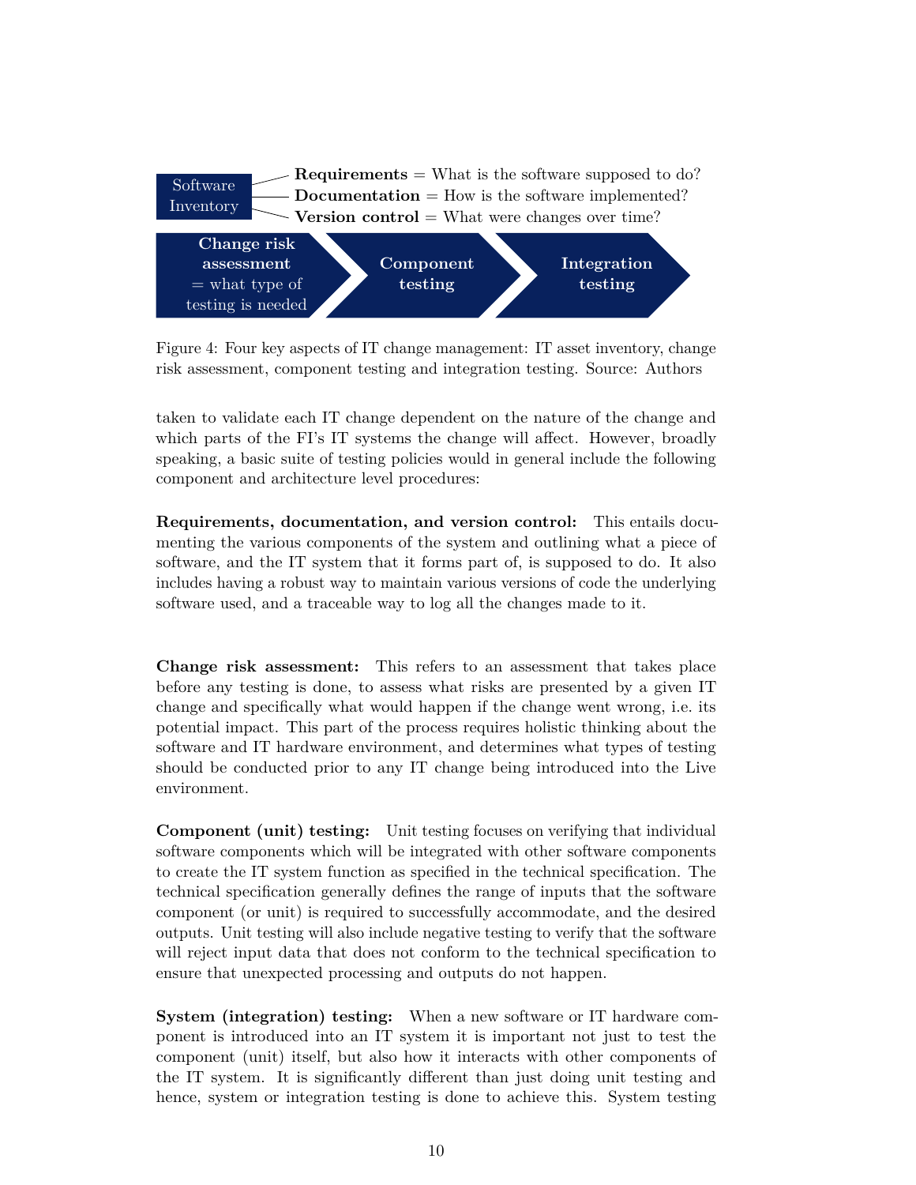Software Inventory

- **Requirements** = What is the software supposed to do?
- **Documentation** = How is the software implemented?
- **Version control** = What were changes over time?

**Change risk assessment** = what type of testing is needed → **Component testing** → **Integration testing**

Figure 4: Four key aspects of IT change management: IT asset inventory, change risk assessment, component testing and integration testing. Source: Authors

taken to validate each IT change dependent on the nature of the change and which parts of the FI's IT systems the change will affect. However, broadly speaking, a basic suite of testing policies would in general include the following component and architecture level procedures:

**Requirements, documentation, and version control:** This entails documenting the various components of the system and outlining what a piece of software, and the IT system that it forms part of, is supposed to do. It also includes having a robust way to maintain various versions of code the underlying software used, and a traceable way to log all the changes made to it.

**Change risk assessment:** This refers to an assessment that takes place before any testing is done, to assess what risks are presented by a given IT change and specifically what would happen if the change went wrong, i.e. its potential impact. This part of the process requires holistic thinking about the software and IT hardware environment, and determines what types of testing should be conducted prior to any IT change being introduced into the Live environment.

**Component (unit) testing:** Unit testing focuses on verifying that individual software components which will be integrated with other software components to create the IT system function as specified in the technical specification. The technical specification generally defines the range of inputs that the software component (or unit) is required to successfully accommodate, and the desired outputs. Unit testing will also include negative testing to verify that the software will reject input data that does not conform to the technical specification to ensure that unexpected processing and outputs do not happen.

**System (integration) testing:** When a new software or IT hardware component is introduced into an IT system it is important not just to test the component (unit) itself, but also how it interacts with other components of the IT system. It is significantly different than just doing unit testing and hence, system or integration testing is done to achieve this. System testing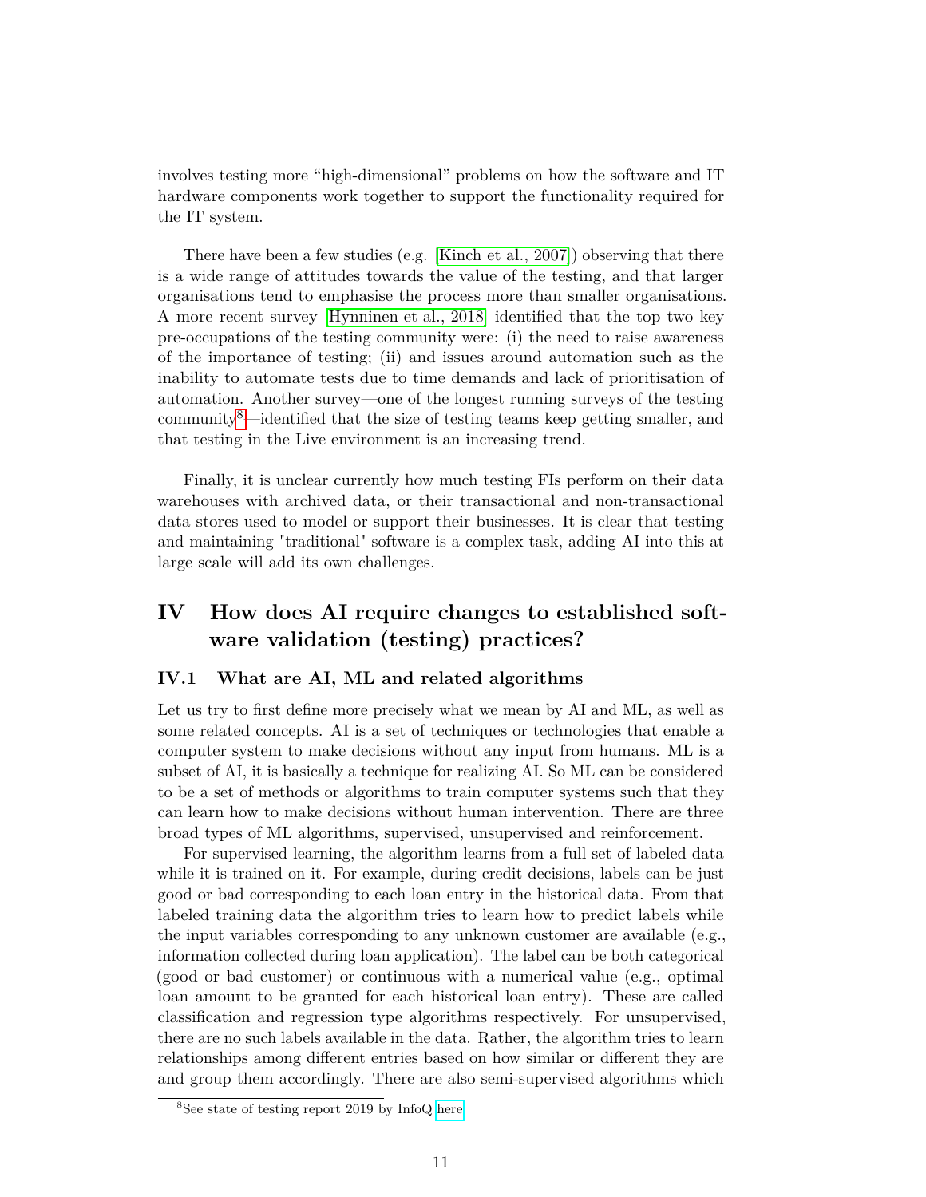involves testing more "high-dimensional" problems on how the software and IT hardware components work together to support the functionality required for the IT system.

There have been a few studies (e.g. [Kinch et al., 2007]) observing that there is a wide range of attitudes towards the value of the testing, and that larger organisations tend to emphasise the process more than smaller organisations. A more recent survey [Hynninen et al., 2018] identified that the top two key pre-occupations of the testing community were: (i) the need to raise awareness of the importance of testing; (ii) and issues around automation such as the inability to automate tests due to time demands and lack of prioritisation of automation. Another survey—one of the longest running surveys of the testing community[8]—identified that the size of testing teams keep getting smaller, and that testing in the Live environment is an increasing trend.

Finally, it is unclear currently how much testing FIs perform on their data warehouses with archived data, or their transactional and non-transactional data stores used to model or support their businesses. It is clear that testing and maintaining "traditional" software is a complex task, adding AI into this at large scale will add its own challenges.

# IV How does AI require changes to established software validation (testing) practices?

## IV.1 What are AI, ML and related algorithms

Let us try to first define more precisely what we mean by AI and ML, as well as some related concepts. AI is a set of techniques or technologies that enable a computer system to make decisions without any input from humans. ML is a subset of AI, it is basically a technique for realizing AI. So ML can be considered to be a set of methods or algorithms to train computer systems such that they can learn how to make decisions without human intervention. There are three broad types of ML algorithms, supervised, unsupervised and reinforcement.

For supervised learning, the algorithm learns from a full set of labeled data while it is trained on it. For example, during credit decisions, labels can be just good or bad corresponding to each loan entry in the historical data. From that labeled training data the algorithm tries to learn how to predict labels while the input variables corresponding to any unknown customer are available (e.g., information collected during loan application). The label can be both categorical (good or bad customer) or continuous with a numerical value (e.g., optimal loan amount to be granted for each historical loan entry). These are called classification and regression type algorithms respectively. For unsupervised, there are no such labels available in the data. Rather, the algorithm tries to learn relationships among different entries based on how similar or different they are and group them accordingly. There are also semi-supervised algorithms which

[8] See state of testing report 2019 by InfoQ here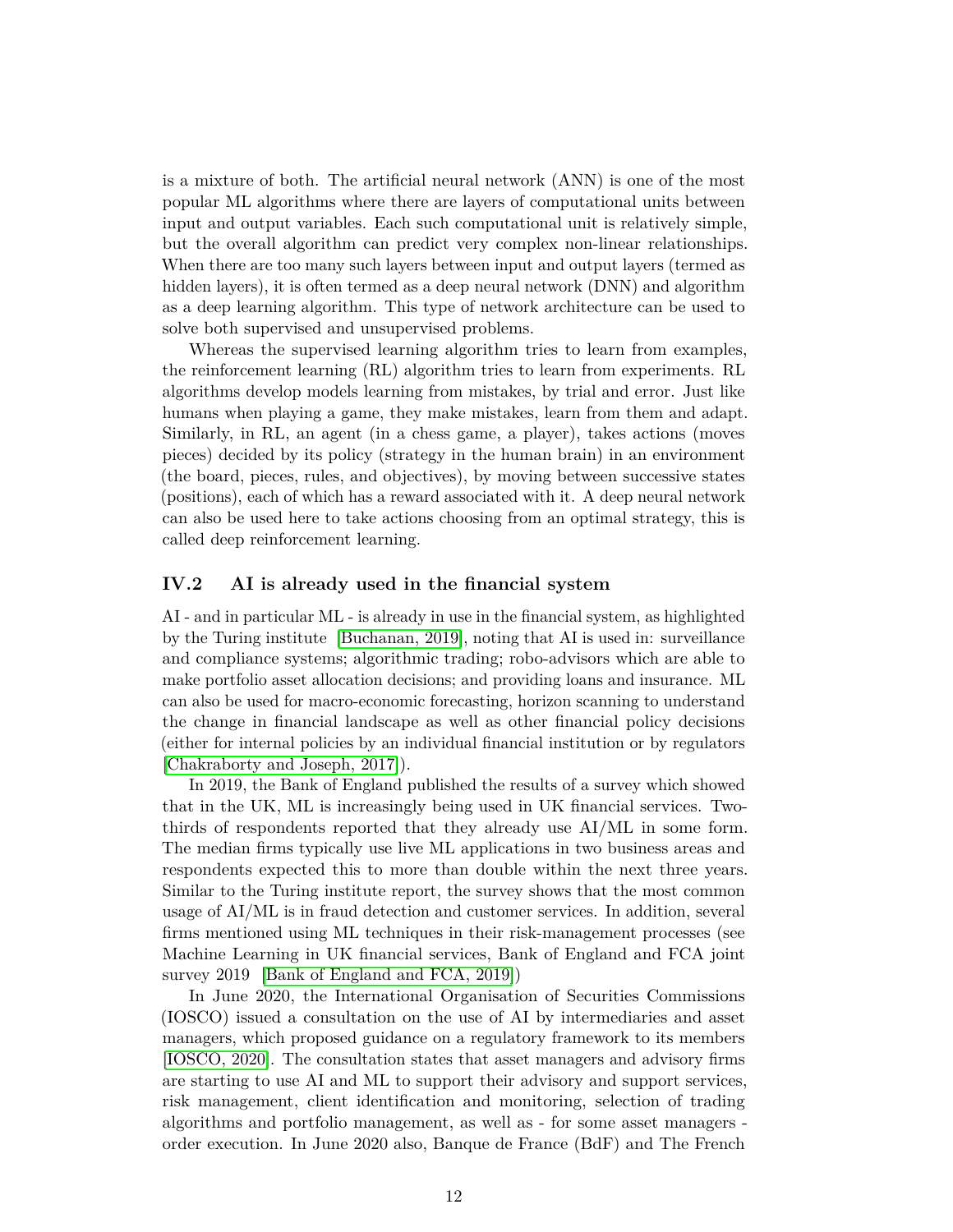is a mixture of both. The artificial neural network (ANN) is one of the most popular ML algorithms where there are layers of computational units between input and output variables. Each such computational unit is relatively simple, but the overall algorithm can predict very complex non-linear relationships. When there are too many such layers between input and output layers (termed as hidden layers), it is often termed as a deep neural network (DNN) and algorithm as a deep learning algorithm. This type of network architecture can be used to solve both supervised and unsupervised problems.

Whereas the supervised learning algorithm tries to learn from examples, the reinforcement learning (RL) algorithm tries to learn from experiments. RL algorithms develop models learning from mistakes, by trial and error. Just like humans when playing a game, they make mistakes, learn from them and adapt. Similarly, in RL, an agent (in a chess game, a player), takes actions (moves pieces) decided by its policy (strategy in the human brain) in an environment (the board, pieces, rules, and objectives), by moving between successive states (positions), each of which has a reward associated with it. A deep neural network can also be used here to take actions choosing from an optimal strategy, this is called deep reinforcement learning.

## IV.2 AI is already used in the financial system

AI - and in particular ML - is already in use in the financial system, as highlighted by the Turing institute [Buchanan, 2019], noting that AI is used in: surveillance and compliance systems; algorithmic trading; robo-advisors which are able to make portfolio asset allocation decisions; and providing loans and insurance. ML can also be used for macro-economic forecasting, horizon scanning to understand the change in financial landscape as well as other financial policy decisions (either for internal policies by an individual financial institution or by regulators [Chakraborty and Joseph, 2017]).

In 2019, the Bank of England published the results of a survey which showed that in the UK, ML is increasingly being used in UK financial services. Two-thirds of respondents reported that they already use AI/ML in some form. The median firms typically use live ML applications in two business areas and respondents expected this to more than double within the next three years. Similar to the Turing institute report, the survey shows that the most common usage of AI/ML is in fraud detection and customer services. In addition, several firms mentioned using ML techniques in their risk-management processes (see Machine Learning in UK financial services, Bank of England and FCA joint survey 2019 [Bank of England and FCA, 2019])

In June 2020, the International Organisation of Securities Commissions (IOSCO) issued a consultation on the use of AI by intermediaries and asset managers, which proposed guidance on a regulatory framework to its members [IOSCO, 2020]. The consultation states that asset managers and advisory firms are starting to use AI and ML to support their advisory and support services, risk management, client identification and monitoring, selection of trading algorithms and portfolio management, as well as - for some asset managers - order execution. In June 2020 also, Banque de France (BdF) and The French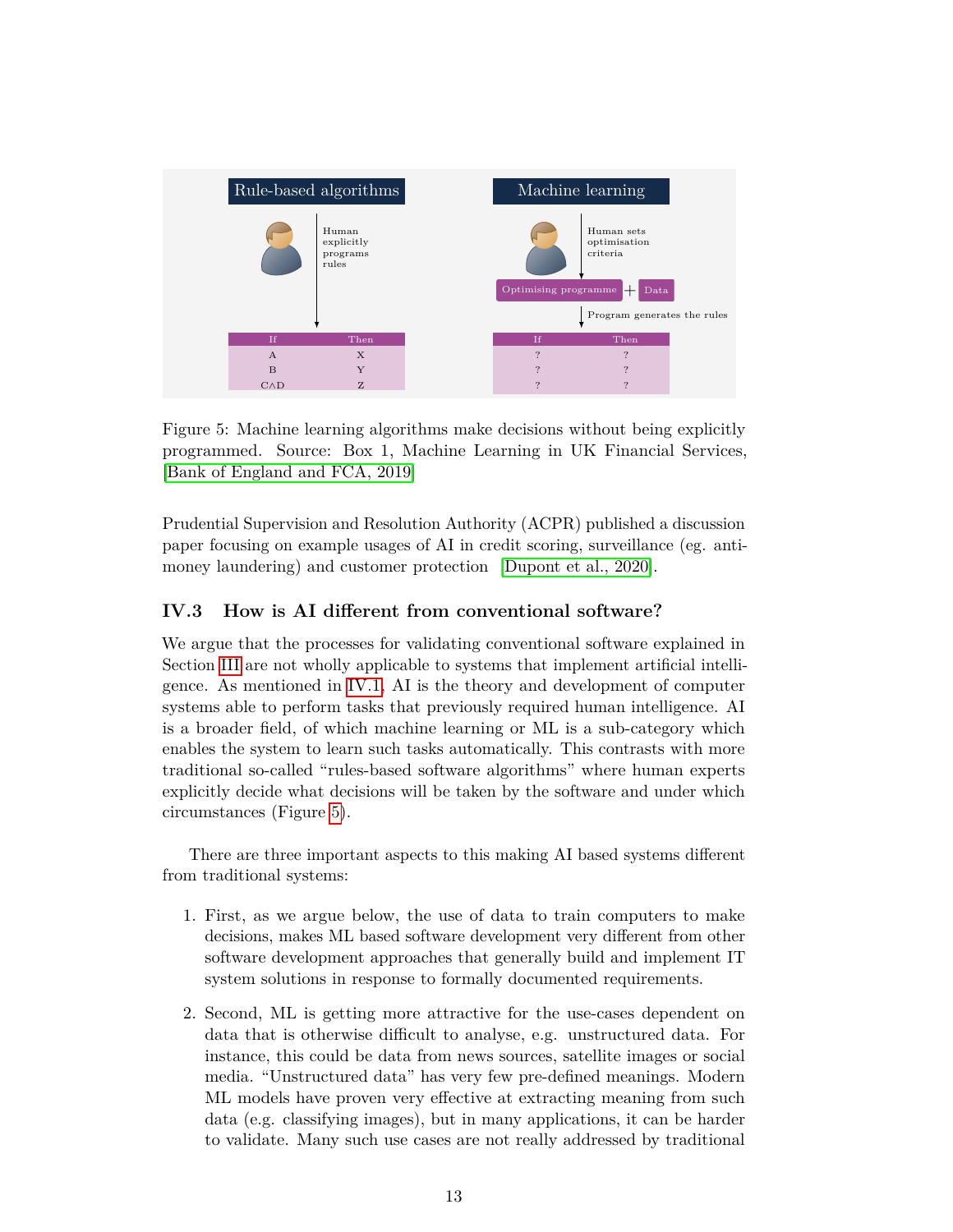Figure 5: Machine learning algorithms make decisions without being explicitly programmed. Source: Box 1, Machine Learning in UK Financial Services, [Bank of England and FCA, 2019]

Prudential Supervision and Resolution Authority (ACPR) published a discussion paper focusing on example usages of AI in credit scoring, surveillance (eg. anti-money laundering) and customer protection [Dupont et al., 2020].

### IV.3 How is AI different from conventional software?

We argue that the processes for validating conventional software explained in Section III are not wholly applicable to systems that implement artificial intelligence. As mentioned in IV.1, AI is the theory and development of computer systems able to perform tasks that previously required human intelligence. AI is a broader field, of which machine learning or ML is a sub-category which enables the system to learn such tasks automatically. This contrasts with more traditional so-called "rules-based software algorithms" where human experts explicitly decide what decisions will be taken by the software and under which circumstances (Figure 5).

There are three important aspects to this making AI based systems different from traditional systems:

1. First, as we argue below, the use of data to train computers to make decisions, makes ML based software development very different from other software development approaches that generally build and implement IT system solutions in response to formally documented requirements.

2. Second, ML is getting more attractive for the use-cases dependent on data that is otherwise difficult to analyse, e.g. unstructured data. For instance, this could be data from news sources, satellite images or social media. "Unstructured data" has very few pre-defined meanings. Modern ML models have proven very effective at extracting meaning from such data (e.g. classifying images), but in many applications, it can be harder to validate. Many such use cases are not really addressed by traditional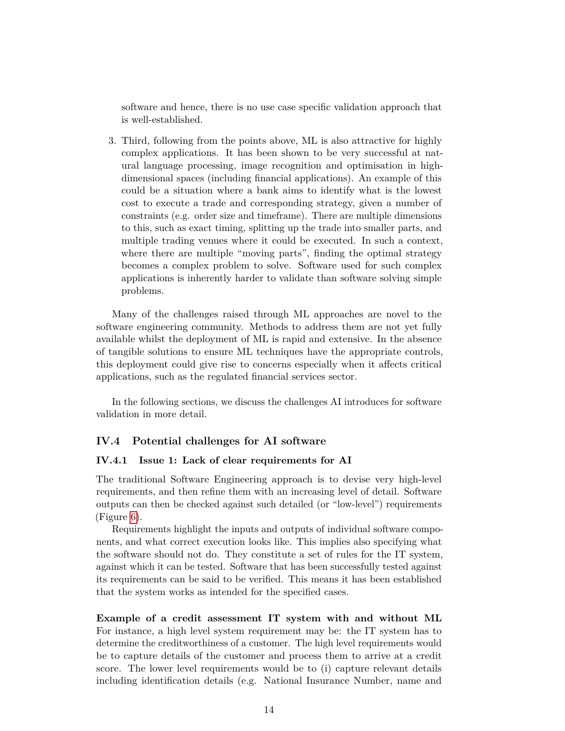software and hence, there is no use case specific validation approach that is well-established.

3. Third, following from the points above, ML is also attractive for highly complex applications. It has been shown to be very successful at natural language processing, image recognition and optimisation in high-dimensional spaces (including financial applications). An example of this could be a situation where a bank aims to identify what is the lowest cost to execute a trade and corresponding strategy, given a number of constraints (e.g. order size and timeframe). There are multiple dimensions to this, such as exact timing, splitting up the trade into smaller parts, and multiple trading venues where it could be executed. In such a context, where there are multiple "moving parts", finding the optimal strategy becomes a complex problem to solve. Software used for such complex applications is inherently harder to validate than software solving simple problems.

Many of the challenges raised through ML approaches are novel to the software engineering community. Methods to address them are not yet fully available whilst the deployment of ML is rapid and extensive. In the absence of tangible solutions to ensure ML techniques have the appropriate controls, this deployment could give rise to concerns especially when it affects critical applications, such as the regulated financial services sector.

In the following sections, we discuss the challenges AI introduces for software validation in more detail.

## IV.4 Potential challenges for AI software

### IV.4.1 Issue 1: Lack of clear requirements for AI

The traditional Software Engineering approach is to devise very high-level requirements, and then refine them with an increasing level of detail. Software outputs can then be checked against such detailed (or "low-level") requirements (Figure 6).

Requirements highlight the inputs and outputs of individual software components, and what correct execution looks like. This implies also specifying what the software should not do. They constitute a set of rules for the IT system, against which it can be tested. Software that has been successfully tested against its requirements can be said to be verified. This means it has been established that the system works as intended for the specified cases.

**Example of a credit assessment IT system with and without ML** For instance, a high level system requirement may be: the IT system has to determine the creditworthiness of a customer. The high level requirements would be to capture details of the customer and process them to arrive at a credit score. The lower level requirements would be to (i) capture relevant details including identification details (e.g. National Insurance Number, name and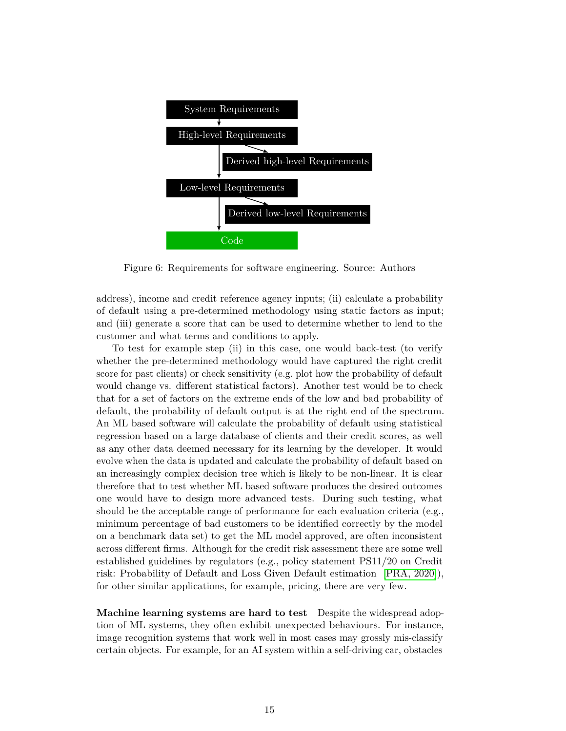System Requirements

High-level Requirements

Derived high-level Requirements

Low-level Requirements

Derived low-level Requirements

Code

Figure 6: Requirements for software engineering. Source: Authors

address), income and credit reference agency inputs; (ii) calculate a probability of default using a pre-determined methodology using static factors as input; and (iii) generate a score that can be used to determine whether to lend to the customer and what terms and conditions to apply.

To test for example step (ii) in this case, one would back-test (to verify whether the pre-determined methodology would have captured the right credit score for past clients) or check sensitivity (e.g. plot how the probability of default would change vs. different statistical factors). Another test would be to check that for a set of factors on the extreme ends of the low and bad probability of default, the probability of default output is at the right end of the spectrum. An ML based software will calculate the probability of default using statistical regression based on a large database of clients and their credit scores, as well as any other data deemed necessary for its learning by the developer. It would evolve when the data is updated and calculate the probability of default based on an increasingly complex decision tree which is likely to be non-linear. It is clear therefore that to test whether ML based software produces the desired outcomes one would have to design more advanced tests. During such testing, what should be the acceptable range of performance for each evaluation criteria (e.g., minimum percentage of bad customers to be identified correctly by the model on a benchmark data set) to get the ML model approved, are often inconsistent across different firms. Although for the credit risk assessment there are some well established guidelines by regulators (e.g., policy statement PS11/20 on Credit risk: Probability of Default and Loss Given Default estimation [PRA, 2020]), for other similar applications, for example, pricing, there are very few.

**Machine learning systems are hard to test** Despite the widespread adoption of ML systems, they often exhibit unexpected behaviours. For instance, image recognition systems that work well in most cases may grossly mis-classify certain objects. For example, for an AI system within a self-driving car, obstacles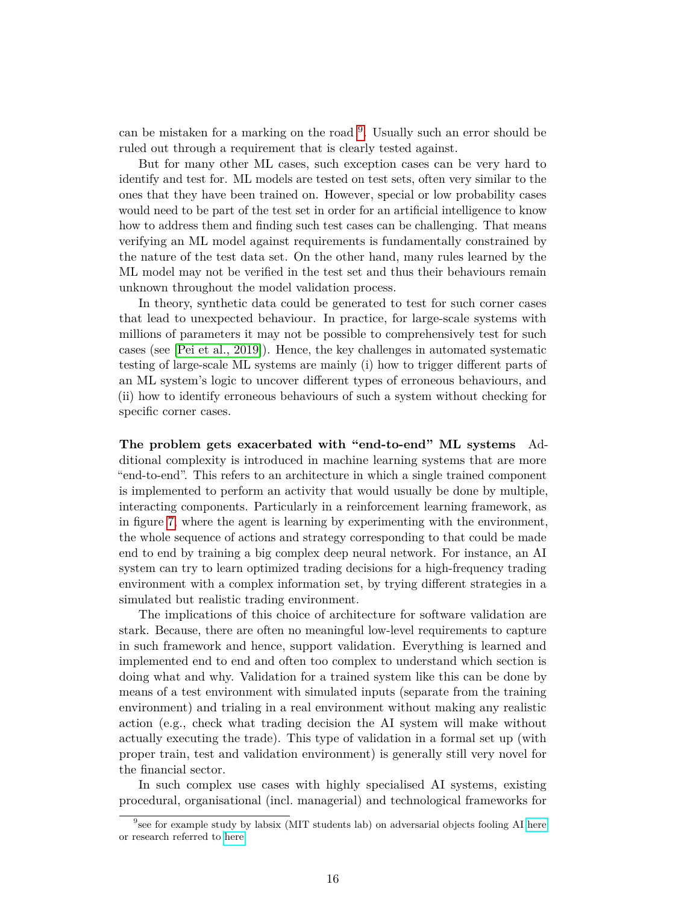can be mistaken for a marking on the road [9]. Usually such an error should be ruled out through a requirement that is clearly tested against.

But for many other ML cases, such exception cases can be very hard to identify and test for. ML models are tested on test sets, often very similar to the ones that they have been trained on. However, special or low probability cases would need to be part of the test set in order for an artificial intelligence to know how to address them and finding such test cases can be challenging. That means verifying an ML model against requirements is fundamentally constrained by the nature of the test data set. On the other hand, many rules learned by the ML model may not be verified in the test set and thus their behaviours remain unknown throughout the model validation process.

In theory, synthetic data could be generated to test for such corner cases that lead to unexpected behaviour. In practice, for large-scale systems with millions of parameters it may not be possible to comprehensively test for such cases (see [Pei et al., 2019]). Hence, the key challenges in automated systematic testing of large-scale ML systems are mainly (i) how to trigger different parts of an ML system's logic to uncover different types of erroneous behaviours, and (ii) how to identify erroneous behaviours of such a system without checking for specific corner cases.

**The problem gets exacerbated with "end-to-end" ML systems** Additional complexity is introduced in machine learning systems that are more "end-to-end". This refers to an architecture in which a single trained component is implemented to perform an activity that would usually be done by multiple, interacting components. Particularly in a reinforcement learning framework, as in figure 7 where the agent is learning by experimenting with the environment, the whole sequence of actions and strategy corresponding to that could be made end to end by training a big complex deep neural network. For instance, an AI system can try to learn optimized trading decisions for a high-frequency trading environment with a complex information set, by trying different strategies in a simulated but realistic trading environment.

The implications of this choice of architecture for software validation are stark. Because, there are often no meaningful low-level requirements to capture in such framework and hence, support validation. Everything is learned and implemented end to end and often too complex to understand which section is doing what and why. Validation for a trained system like this can be done by means of a test environment with simulated inputs (separate from the training environment) and trialing in a real environment without making any realistic action (e.g., check what trading decision the AI system will make without actually executing the trade). This type of validation in a formal set up (with proper train, test and validation environment) is generally still very novel for the financial sector.

In such complex use cases with highly specialised AI systems, existing procedural, organisational (incl. managerial) and technological frameworks for

[9] see for example study by labsix (MIT students lab) on adversarial objects fooling AI here or research referred to here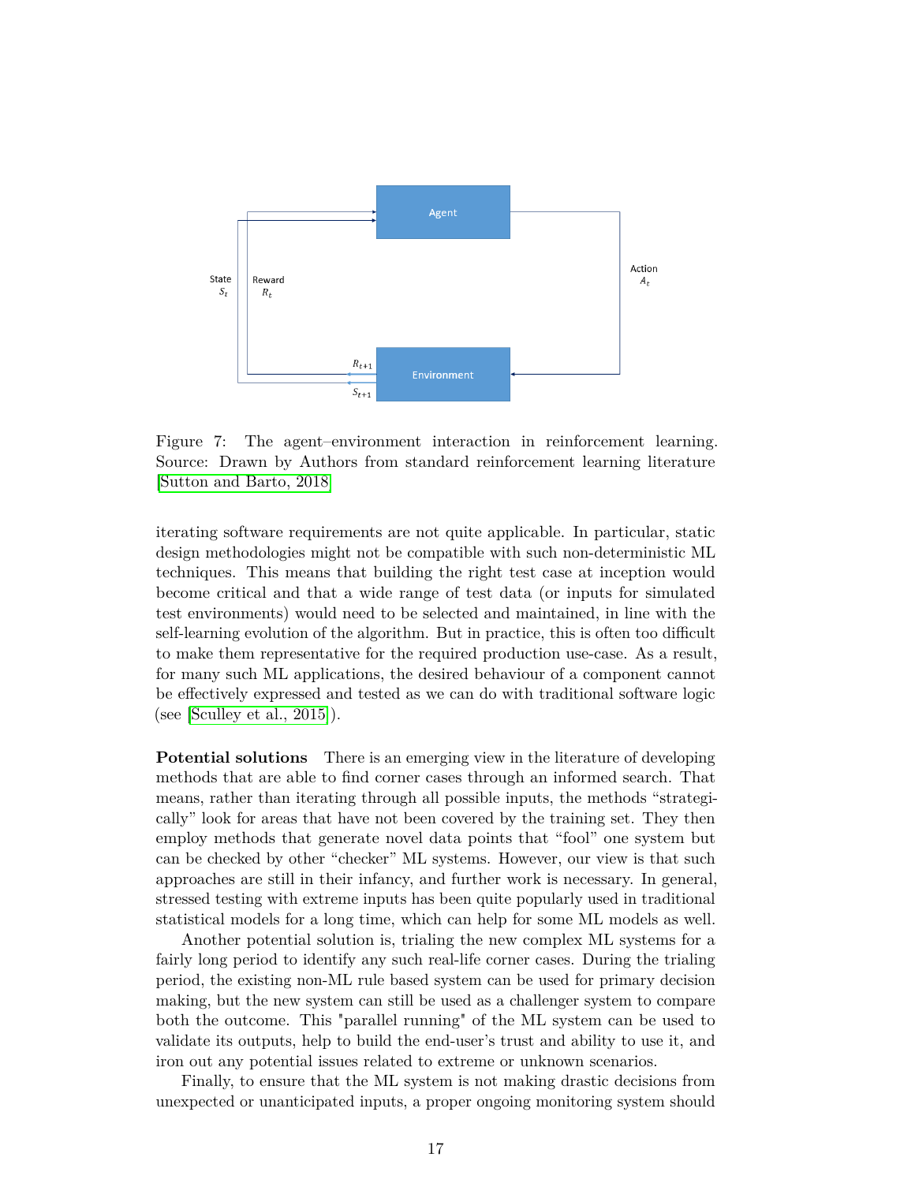Figure 7: The agent–environment interaction in reinforcement learning. Source: Drawn by Authors from standard reinforcement learning literature [Sutton and Barto, 2018]

iterating software requirements are not quite applicable. In particular, static design methodologies might not be compatible with such non-deterministic ML techniques. This means that building the right test case at inception would become critical and that a wide range of test data (or inputs for simulated test environments) would need to be selected and maintained, in line with the self-learning evolution of the algorithm. But in practice, this is often too difficult to make them representative for the required production use-case. As a result, for many such ML applications, the desired behaviour of a component cannot be effectively expressed and tested as we can do with traditional software logic (see [Sculley et al., 2015]).

**Potential solutions** There is an emerging view in the literature of developing methods that are able to find corner cases through an informed search. That means, rather than iterating through all possible inputs, the methods "strategically" look for areas that have not been covered by the training set. They then employ methods that generate novel data points that "fool" one system but can be checked by other "checker" ML systems. However, our view is that such approaches are still in their infancy, and further work is necessary. In general, stressed testing with extreme inputs has been quite popularly used in traditional statistical models for a long time, which can help for some ML models as well.

Another potential solution is, trialing the new complex ML systems for a fairly long period to identify any such real-life corner cases. During the trialing period, the existing non-ML rule based system can be used for primary decision making, but the new system can still be used as a challenger system to compare both the outcome. This "parallel running" of the ML system can be used to validate its outputs, help to build the end-user's trust and ability to use it, and iron out any potential issues related to extreme or unknown scenarios.

Finally, to ensure that the ML system is not making drastic decisions from unexpected or unanticipated inputs, a proper ongoing monitoring system should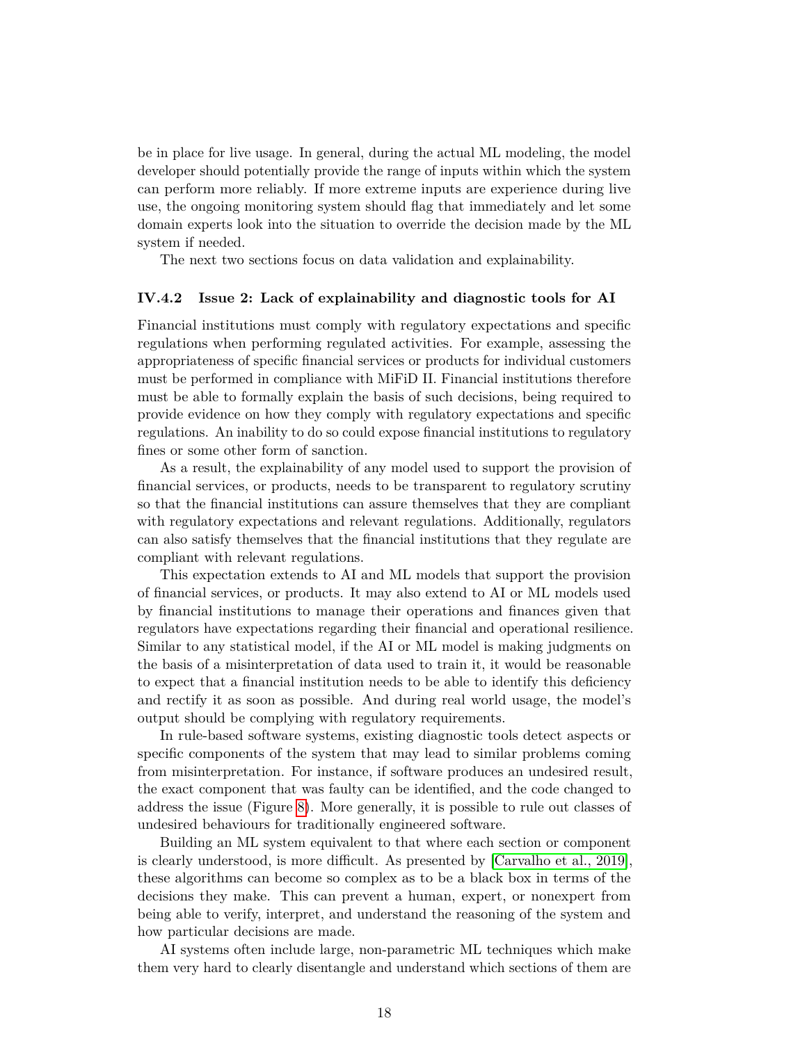be in place for live usage. In general, during the actual ML modeling, the model developer should potentially provide the range of inputs within which the system can perform more reliably. If more extreme inputs are experience during live use, the ongoing monitoring system should flag that immediately and let some domain experts look into the situation to override the decision made by the ML system if needed.

The next two sections focus on data validation and explainability.

#### IV.4.2 Issue 2: Lack of explainability and diagnostic tools for AI

Financial institutions must comply with regulatory expectations and specific regulations when performing regulated activities. For example, assessing the appropriateness of specific financial services or products for individual customers must be performed in compliance with MiFiD II. Financial institutions therefore must be able to formally explain the basis of such decisions, being required to provide evidence on how they comply with regulatory expectations and specific regulations. An inability to do so could expose financial institutions to regulatory fines or some other form of sanction.

As a result, the explainability of any model used to support the provision of financial services, or products, needs to be transparent to regulatory scrutiny so that the financial institutions can assure themselves that they are compliant with regulatory expectations and relevant regulations. Additionally, regulators can also satisfy themselves that the financial institutions that they regulate are compliant with relevant regulations.

This expectation extends to AI and ML models that support the provision of financial services, or products. It may also extend to AI or ML models used by financial institutions to manage their operations and finances given that regulators have expectations regarding their financial and operational resilience. Similar to any statistical model, if the AI or ML model is making judgments on the basis of a misinterpretation of data used to train it, it would be reasonable to expect that a financial institution needs to be able to identify this deficiency and rectify it as soon as possible. And during real world usage, the model's output should be complying with regulatory requirements.

In rule-based software systems, existing diagnostic tools detect aspects or specific components of the system that may lead to similar problems coming from misinterpretation. For instance, if software produces an undesired result, the exact component that was faulty can be identified, and the code changed to address the issue (Figure 8). More generally, it is possible to rule out classes of undesired behaviours for traditionally engineered software.

Building an ML system equivalent to that where each section or component is clearly understood, is more difficult. As presented by [Carvalho et al., 2019], these algorithms can become so complex as to be a black box in terms of the decisions they make. This can prevent a human, expert, or nonexpert from being able to verify, interpret, and understand the reasoning of the system and how particular decisions are made.

AI systems often include large, non-parametric ML techniques which make them very hard to clearly disentangle and understand which sections of them are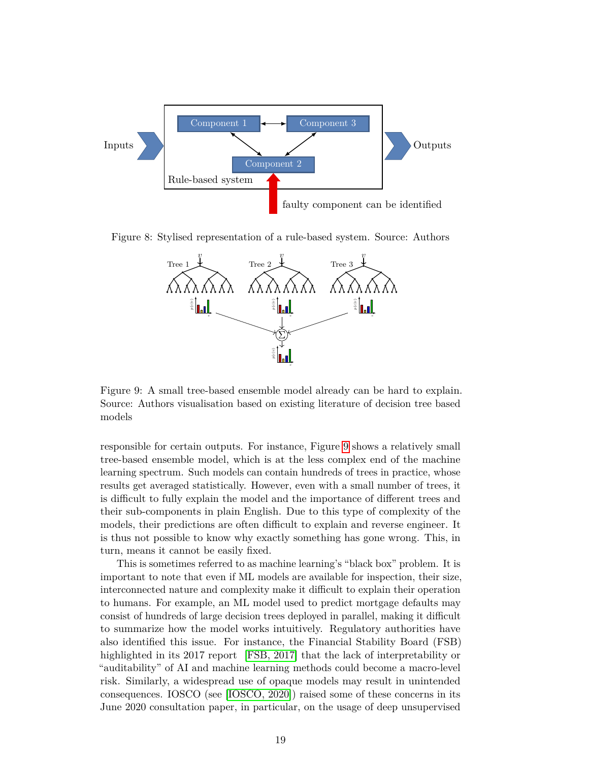Figure 8: Stylised representation of a rule-based system. Source: Authors

Figure 9: A small tree-based ensemble model already can be hard to explain. Source: Authors visualisation based on existing literature of decision tree based models

responsible for certain outputs. For instance, Figure 9 shows a relatively small tree-based ensemble model, which is at the less complex end of the machine learning spectrum. Such models can contain hundreds of trees in practice, whose results get averaged statistically. However, even with a small number of trees, it is difficult to fully explain the model and the importance of different trees and their sub-components in plain English. Due to this type of complexity of the models, their predictions are often difficult to explain and reverse engineer. It is thus not possible to know why exactly something has gone wrong. This, in turn, means it cannot be easily fixed.

This is sometimes referred to as machine learning's "black box" problem. It is important to note that even if ML models are available for inspection, their size, interconnected nature and complexity make it difficult to explain their operation to humans. For example, an ML model used to predict mortgage defaults may consist of hundreds of large decision trees deployed in parallel, making it difficult to summarize how the model works intuitively. Regulatory authorities have also identified this issue. For instance, the Financial Stability Board (FSB) highlighted in its 2017 report [FSB, 2017] that the lack of interpretability or "auditability" of AI and machine learning methods could become a macro-level risk. Similarly, a widespread use of opaque models may result in unintended consequences. IOSCO (see [IOSCO, 2020]) raised some of these concerns in its June 2020 consultation paper, in particular, on the usage of deep unsupervised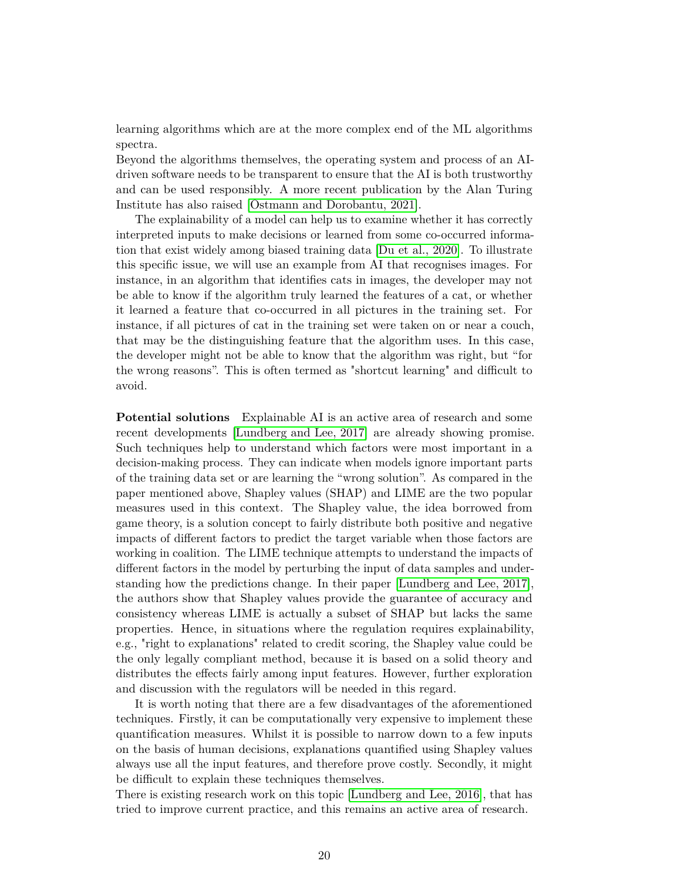learning algorithms which are at the more complex end of the ML algorithms spectra.
Beyond the algorithms themselves, the operating system and process of an AI-driven software needs to be transparent to ensure that the AI is both trustworthy and can be used responsibly. A more recent publication by the Alan Turing Institute has also raised [Ostmann and Dorobantu, 2021].

The explainability of a model can help us to examine whether it has correctly interpreted inputs to make decisions or learned from some co-occurred information that exist widely among biased training data [Du et al., 2020]. To illustrate this specific issue, we will use an example from AI that recognises images. For instance, in an algorithm that identifies cats in images, the developer may not be able to know if the algorithm truly learned the features of a cat, or whether it learned a feature that co-occurred in all pictures in the training set. For instance, if all pictures of cat in the training set were taken on or near a couch, that may be the distinguishing feature that the algorithm uses. In this case, the developer might not be able to know that the algorithm was right, but "for the wrong reasons". This is often termed as "shortcut learning" and difficult to avoid.

**Potential solutions** Explainable AI is an active area of research and some recent developments [Lundberg and Lee, 2017] are already showing promise. Such techniques help to understand which factors were most important in a decision-making process. They can indicate when models ignore important parts of the training data set or are learning the "wrong solution". As compared in the paper mentioned above, Shapley values (SHAP) and LIME are the two popular measures used in this context. The Shapley value, the idea borrowed from game theory, is a solution concept to fairly distribute both positive and negative impacts of different factors to predict the target variable when those factors are working in coalition. The LIME technique attempts to understand the impacts of different factors in the model by perturbing the input of data samples and understanding how the predictions change. In their paper [Lundberg and Lee, 2017], the authors show that Shapley values provide the guarantee of accuracy and consistency whereas LIME is actually a subset of SHAP but lacks the same properties. Hence, in situations where the regulation requires explainability, e.g., "right to explanations" related to credit scoring, the Shapley value could be the only legally compliant method, because it is based on a solid theory and distributes the effects fairly among input features. However, further exploration and discussion with the regulators will be needed in this regard.

It is worth noting that there are a few disadvantages of the aforementioned techniques. Firstly, it can be computationally very expensive to implement these quantification measures. Whilst it is possible to narrow down to a few inputs on the basis of human decisions, explanations quantified using Shapley values always use all the input features, and therefore prove costly. Secondly, it might be difficult to explain these techniques themselves.
There is existing research work on this topic [Lundberg and Lee, 2016], that has tried to improve current practice, and this remains an active area of research.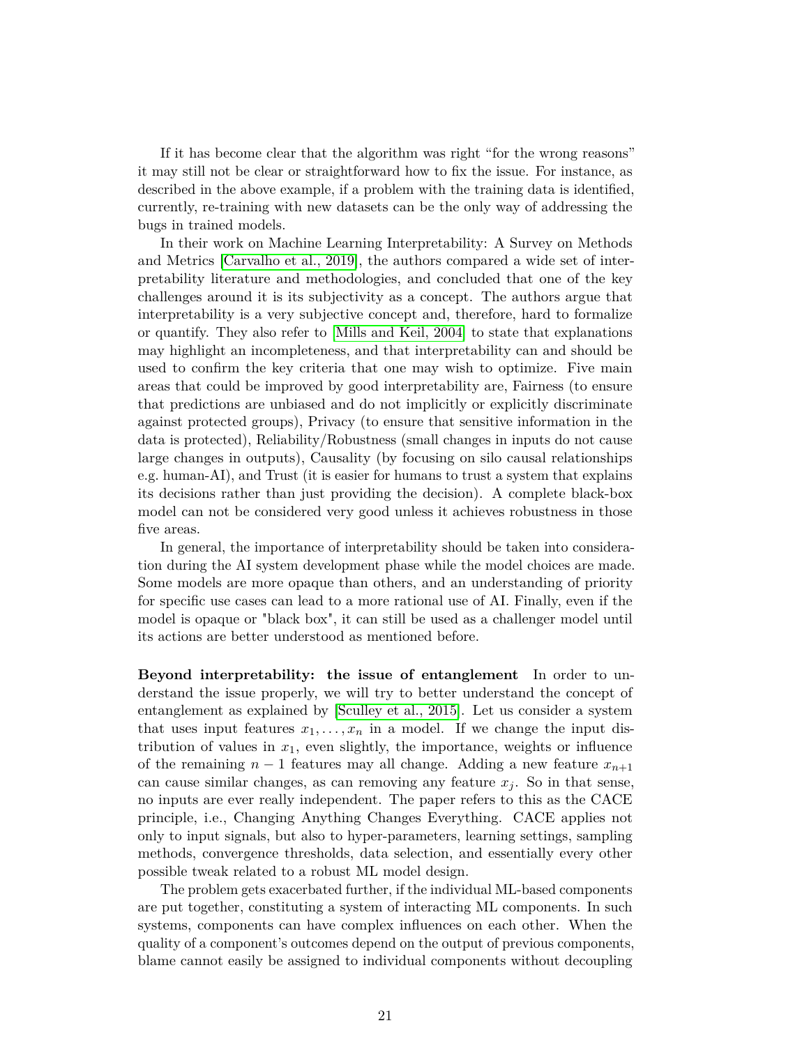If it has become clear that the algorithm was right "for the wrong reasons" it may still not be clear or straightforward how to fix the issue. For instance, as described in the above example, if a problem with the training data is identified, currently, re-training with new datasets can be the only way of addressing the bugs in trained models.

In their work on Machine Learning Interpretability: A Survey on Methods and Metrics [Carvalho et al., 2019], the authors compared a wide set of interpretability literature and methodologies, and concluded that one of the key challenges around it is its subjectivity as a concept. The authors argue that interpretability is a very subjective concept and, therefore, hard to formalize or quantify. They also refer to [Mills and Keil, 2004] to state that explanations may highlight an incompleteness, and that interpretability can and should be used to confirm the key criteria that one may wish to optimize. Five main areas that could be improved by good interpretability are, Fairness (to ensure that predictions are unbiased and do not implicitly or explicitly discriminate against protected groups), Privacy (to ensure that sensitive information in the data is protected), Reliability/Robustness (small changes in inputs do not cause large changes in outputs), Causality (by focusing on silo causal relationships e.g. human-AI), and Trust (it is easier for humans to trust a system that explains its decisions rather than just providing the decision). A complete black-box model can not be considered very good unless it achieves robustness in those five areas.

In general, the importance of interpretability should be taken into consideration during the AI system development phase while the model choices are made. Some models are more opaque than others, and an understanding of priority for specific use cases can lead to a more rational use of AI. Finally, even if the model is opaque or "black box", it can still be used as a challenger model until its actions are better understood as mentioned before.

**Beyond interpretability: the issue of entanglement** In order to understand the issue properly, we will try to better understand the concept of entanglement as explained by [Sculley et al., 2015]. Let us consider a system that uses input features $x_1, \ldots, x_n$ in a model. If we change the input distribution of values in $x_1$, even slightly, the importance, weights or influence of the remaining $n-1$ features may all change. Adding a new feature $x_{n+1}$ can cause similar changes, as can removing any feature $x_j$. So in that sense, no inputs are ever really independent. The paper refers to this as the CACE principle, i.e., Changing Anything Changes Everything. CACE applies not only to input signals, but also to hyper-parameters, learning settings, sampling methods, convergence thresholds, data selection, and essentially every other possible tweak related to a robust ML model design.

The problem gets exacerbated further, if the individual ML-based components are put together, constituting a system of interacting ML components. In such systems, components can have complex influences on each other. When the quality of a component's outcomes depend on the output of previous components, blame cannot easily be assigned to individual components without decoupling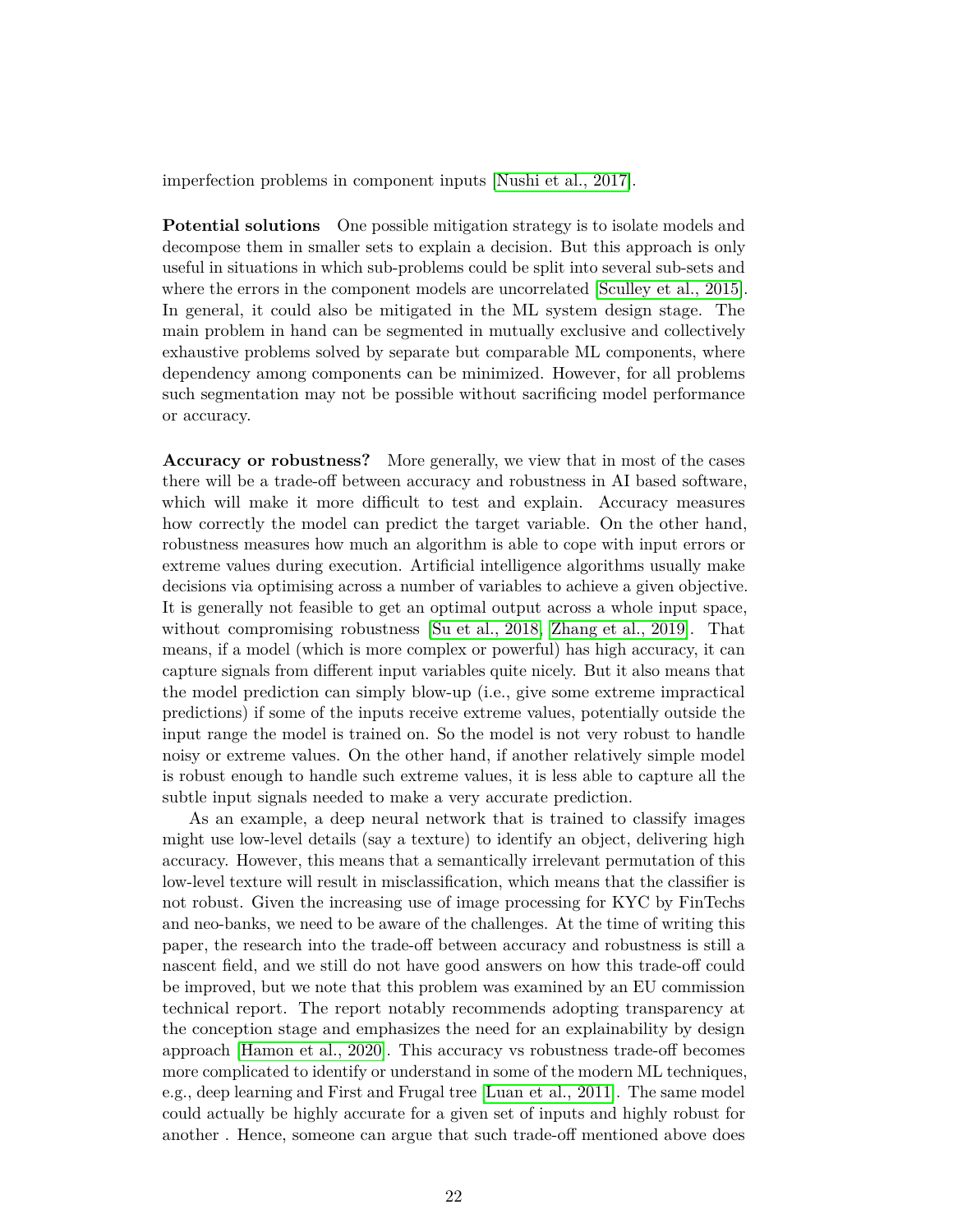imperfection problems in component inputs [Nushi et al., 2017].

**Potential solutions** One possible mitigation strategy is to isolate models and decompose them in smaller sets to explain a decision. But this approach is only useful in situations in which sub-problems could be split into several sub-sets and where the errors in the component models are uncorrelated [Sculley et al., 2015]. In general, it could also be mitigated in the ML system design stage. The main problem in hand can be segmented in mutually exclusive and collectively exhaustive problems solved by separate but comparable ML components, where dependency among components can be minimized. However, for all problems such segmentation may not be possible without sacrificing model performance or accuracy.

**Accuracy or robustness?** More generally, we view that in most of the cases there will be a trade-off between accuracy and robustness in AI based software, which will make it more difficult to test and explain. Accuracy measures how correctly the model can predict the target variable. On the other hand, robustness measures how much an algorithm is able to cope with input errors or extreme values during execution. Artificial intelligence algorithms usually make decisions via optimising across a number of variables to achieve a given objective. It is generally not feasible to get an optimal output across a whole input space, without compromising robustness [Su et al., 2018, Zhang et al., 2019]. That means, if a model (which is more complex or powerful) has high accuracy, it can capture signals from different input variables quite nicely. But it also means that the model prediction can simply blow-up (i.e., give some extreme impractical predictions) if some of the inputs receive extreme values, potentially outside the input range the model is trained on. So the model is not very robust to handle noisy or extreme values. On the other hand, if another relatively simple model is robust enough to handle such extreme values, it is less able to capture all the subtle input signals needed to make a very accurate prediction.

As an example, a deep neural network that is trained to classify images might use low-level details (say a texture) to identify an object, delivering high accuracy. However, this means that a semantically irrelevant permutation of this low-level texture will result in misclassification, which means that the classifier is not robust. Given the increasing use of image processing for KYC by FinTechs and neo-banks, we need to be aware of the challenges. At the time of writing this paper, the research into the trade-off between accuracy and robustness is still a nascent field, and we still do not have good answers on how this trade-off could be improved, but we note that this problem was examined by an EU commission technical report. The report notably recommends adopting transparency at the conception stage and emphasizes the need for an explainability by design approach [Hamon et al., 2020]. This accuracy vs robustness trade-off becomes more complicated to identify or understand in some of the modern ML techniques, e.g., deep learning and First and Frugal tree [Luan et al., 2011]. The same model could actually be highly accurate for a given set of inputs and highly robust for another . Hence, someone can argue that such trade-off mentioned above does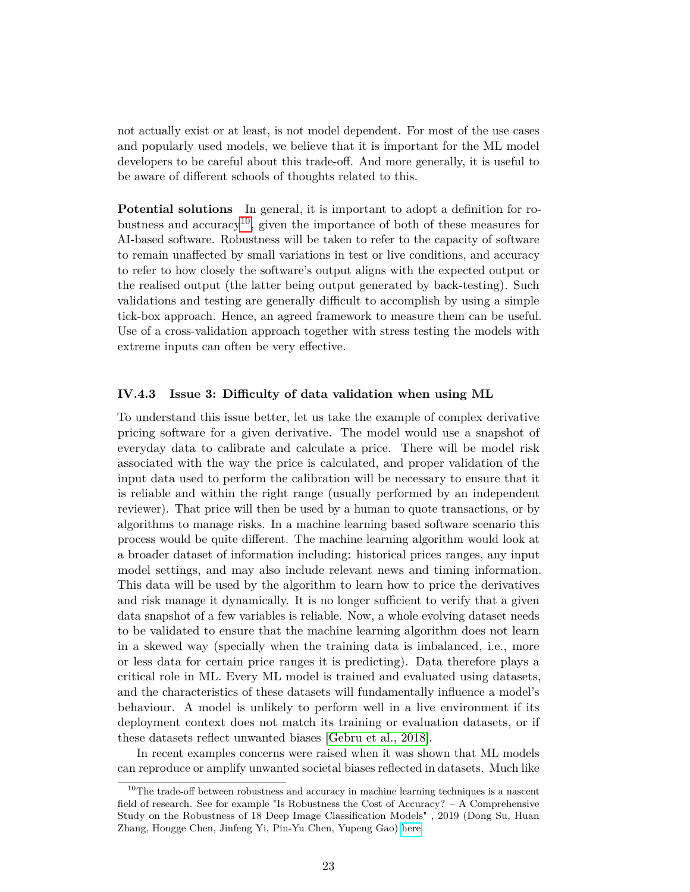not actually exist or at least, is not model dependent. For most of the use cases and popularly used models, we believe that it is important for the ML model developers to be careful about this trade-off. And more generally, it is useful to be aware of different schools of thoughts related to this.

**Potential solutions** In general, it is important to adopt a definition for robustness and accuracy[10], given the importance of both of these measures for AI-based software. Robustness will be taken to refer to the capacity of software to remain unaffected by small variations in test or live conditions, and accuracy to refer to how closely the software's output aligns with the expected output or the realised output (the latter being output generated by back-testing). Such validations and testing are generally difficult to accomplish by using a simple tick-box approach. Hence, an agreed framework to measure them can be useful. Use of a cross-validation approach together with stress testing the models with extreme inputs can often be very effective.

### IV.4.3 Issue 3: Difficulty of data validation when using ML

To understand this issue better, let us take the example of complex derivative pricing software for a given derivative. The model would use a snapshot of everyday data to calibrate and calculate a price. There will be model risk associated with the way the price is calculated, and proper validation of the input data used to perform the calibration will be necessary to ensure that it is reliable and within the right range (usually performed by an independent reviewer). That price will then be used by a human to quote transactions, or by algorithms to manage risks. In a machine learning based software scenario this process would be quite different. The machine learning algorithm would look at a broader dataset of information including: historical prices ranges, any input model settings, and may also include relevant news and timing information. This data will be used by the algorithm to learn how to price the derivatives and risk manage it dynamically. It is no longer sufficient to verify that a given data snapshot of a few variables is reliable. Now, a whole evolving dataset needs to be validated to ensure that the machine learning algorithm does not learn in a skewed way (specially when the training data is imbalanced, i.e., more or less data for certain price ranges it is predicting). Data therefore plays a critical role in ML. Every ML model is trained and evaluated using datasets, and the characteristics of these datasets will fundamentally influence a model's behaviour. A model is unlikely to perform well in a live environment if its deployment context does not match its training or evaluation datasets, or if these datasets reflect unwanted biases [Gebru et al., 2018].

In recent examples concerns were raised when it was shown that ML models can reproduce or amplify unwanted societal biases reflected in datasets. Much like

[10] The trade-off between robustness and accuracy in machine learning techniques is a nascent field of research. See for example "Is Robustness the Cost of Accuracy? – A Comprehensive Study on the Robustness of 18 Deep Image Classification Models" , 2019 (Dong Su, Huan Zhang, Hongge Chen, Jinfeng Yi, Pin-Yu Chen, Yupeng Gao) here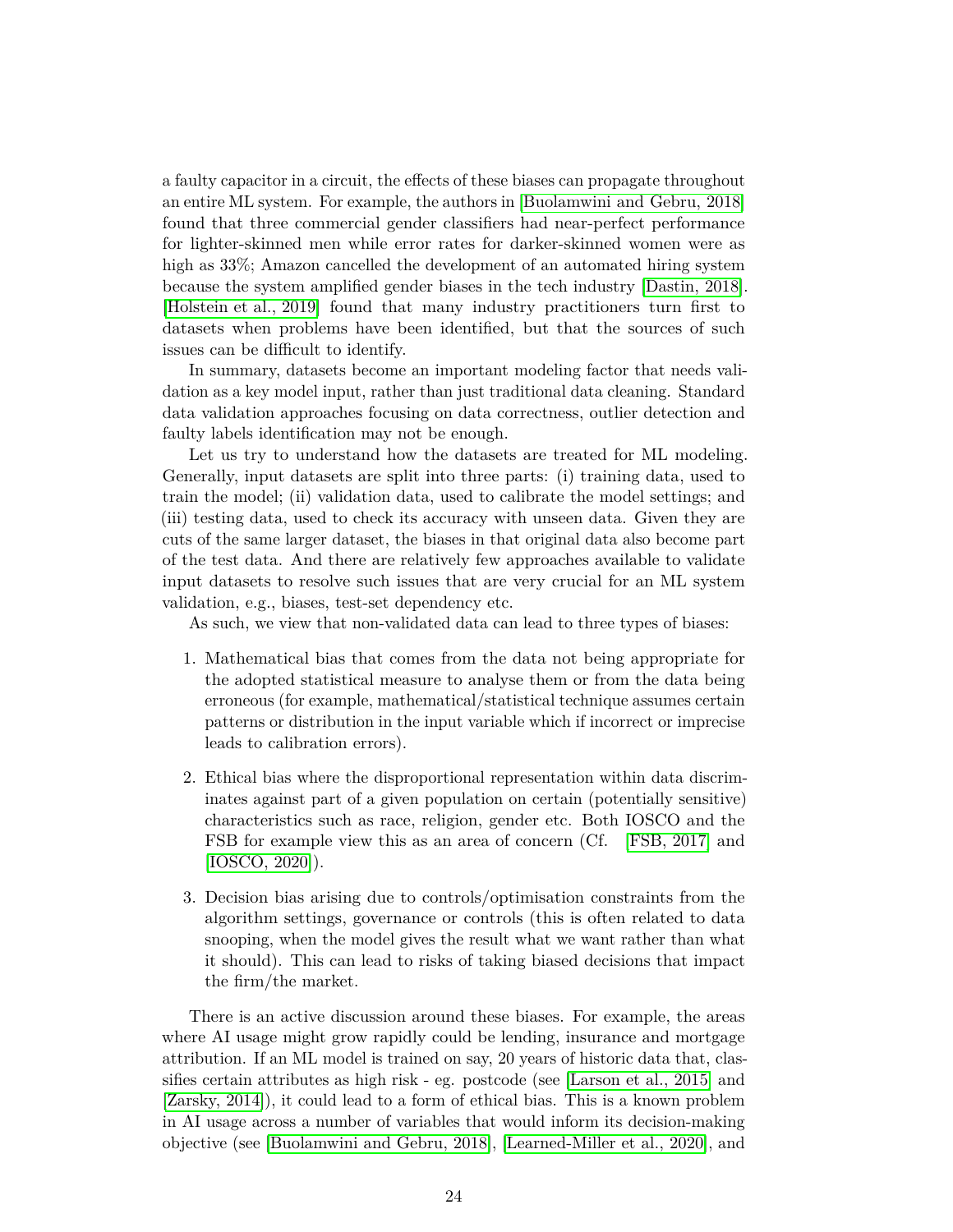a faulty capacitor in a circuit, the effects of these biases can propagate throughout an entire ML system. For example, the authors in [Buolamwini and Gebru, 2018] found that three commercial gender classifiers had near-perfect performance for lighter-skinned men while error rates for darker-skinned women were as high as 33%; Amazon cancelled the development of an automated hiring system because the system amplified gender biases in the tech industry [Dastin, 2018]. [Holstein et al., 2019] found that many industry practitioners turn first to datasets when problems have been identified, but that the sources of such issues can be difficult to identify.

In summary, datasets become an important modeling factor that needs validation as a key model input, rather than just traditional data cleaning. Standard data validation approaches focusing on data correctness, outlier detection and faulty labels identification may not be enough.

Let us try to understand how the datasets are treated for ML modeling. Generally, input datasets are split into three parts: (i) training data, used to train the model; (ii) validation data, used to calibrate the model settings; and (iii) testing data, used to check its accuracy with unseen data. Given they are cuts of the same larger dataset, the biases in that original data also become part of the test data. And there are relatively few approaches available to validate input datasets to resolve such issues that are very crucial for an ML system validation, e.g., biases, test-set dependency etc.

As such, we view that non-validated data can lead to three types of biases:

1. Mathematical bias that comes from the data not being appropriate for the adopted statistical measure to analyse them or from the data being erroneous (for example, mathematical/statistical technique assumes certain patterns or distribution in the input variable which if incorrect or imprecise leads to calibration errors).

2. Ethical bias where the disproportional representation within data discriminates against part of a given population on certain (potentially sensitive) characteristics such as race, religion, gender etc. Both IOSCO and the FSB for example view this as an area of concern (Cf. [FSB, 2017] and [IOSCO, 2020]).

3. Decision bias arising due to controls/optimisation constraints from the algorithm settings, governance or controls (this is often related to data snooping, when the model gives the result what we want rather than what it should). This can lead to risks of taking biased decisions that impact the firm/the market.

There is an active discussion around these biases. For example, the areas where AI usage might grow rapidly could be lending, insurance and mortgage attribution. If an ML model is trained on say, 20 years of historic data that, classifies certain attributes as high risk - eg. postcode (see [Larson et al., 2015] and [Zarsky, 2014]), it could lead to a form of ethical bias. This is a known problem in AI usage across a number of variables that would inform its decision-making objective (see [Buolamwini and Gebru, 2018], [Learned-Miller et al., 2020], and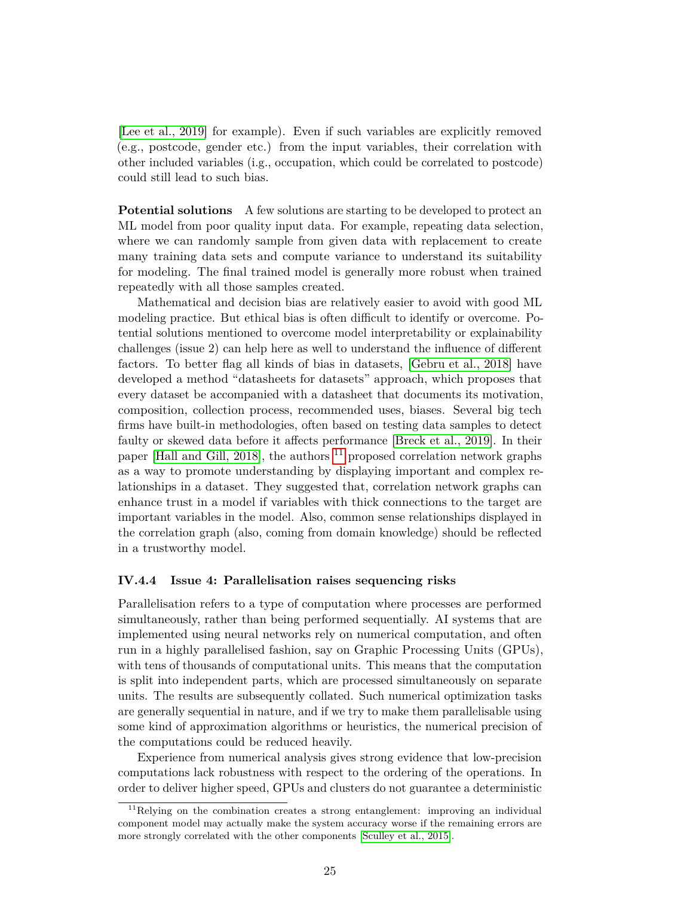[Lee et al., 2019] for example). Even if such variables are explicitly removed (e.g., postcode, gender etc.) from the input variables, their correlation with other included variables (i.g., occupation, which could be correlated to postcode) could still lead to such bias.

**Potential solutions** A few solutions are starting to be developed to protect an ML model from poor quality input data. For example, repeating data selection, where we can randomly sample from given data with replacement to create many training data sets and compute variance to understand its suitability for modeling. The final trained model is generally more robust when trained repeatedly with all those samples created.

Mathematical and decision bias are relatively easier to avoid with good ML modeling practice. But ethical bias is often difficult to identify or overcome. Potential solutions mentioned to overcome model interpretability or explainability challenges (issue 2) can help here as well to understand the influence of different factors. To better flag all kinds of bias in datasets, [Gebru et al., 2018] have developed a method "datasheets for datasets" approach, which proposes that every dataset be accompanied with a datasheet that documents its motivation, composition, collection process, recommended uses, biases. Several big tech firms have built-in methodologies, often based on testing data samples to detect faulty or skewed data before it affects performance [Breck et al., 2019]. In their paper [Hall and Gill, 2018], the authors [11] proposed correlation network graphs as a way to promote understanding by displaying important and complex relationships in a dataset. They suggested that, correlation network graphs can enhance trust in a model if variables with thick connections to the target are important variables in the model. Also, common sense relationships displayed in the correlation graph (also, coming from domain knowledge) should be reflected in a trustworthy model.

#### IV.4.4 Issue 4: Parallelisation raises sequencing risks

Parallelisation refers to a type of computation where processes are performed simultaneously, rather than being performed sequentially. AI systems that are implemented using neural networks rely on numerical computation, and often run in a highly parallelised fashion, say on Graphic Processing Units (GPUs), with tens of thousands of computational units. This means that the computation is split into independent parts, which are processed simultaneously on separate units. The results are subsequently collated. Such numerical optimization tasks are generally sequential in nature, and if we try to make them parallelisable using some kind of approximation algorithms or heuristics, the numerical precision of the computations could be reduced heavily.

Experience from numerical analysis gives strong evidence that low-precision computations lack robustness with respect to the ordering of the operations. In order to deliver higher speed, GPUs and clusters do not guarantee a deterministic

[11] Relying on the combination creates a strong entanglement: improving an individual component model may actually make the system accuracy worse if the remaining errors are more strongly correlated with the other components [Sculley et al., 2015].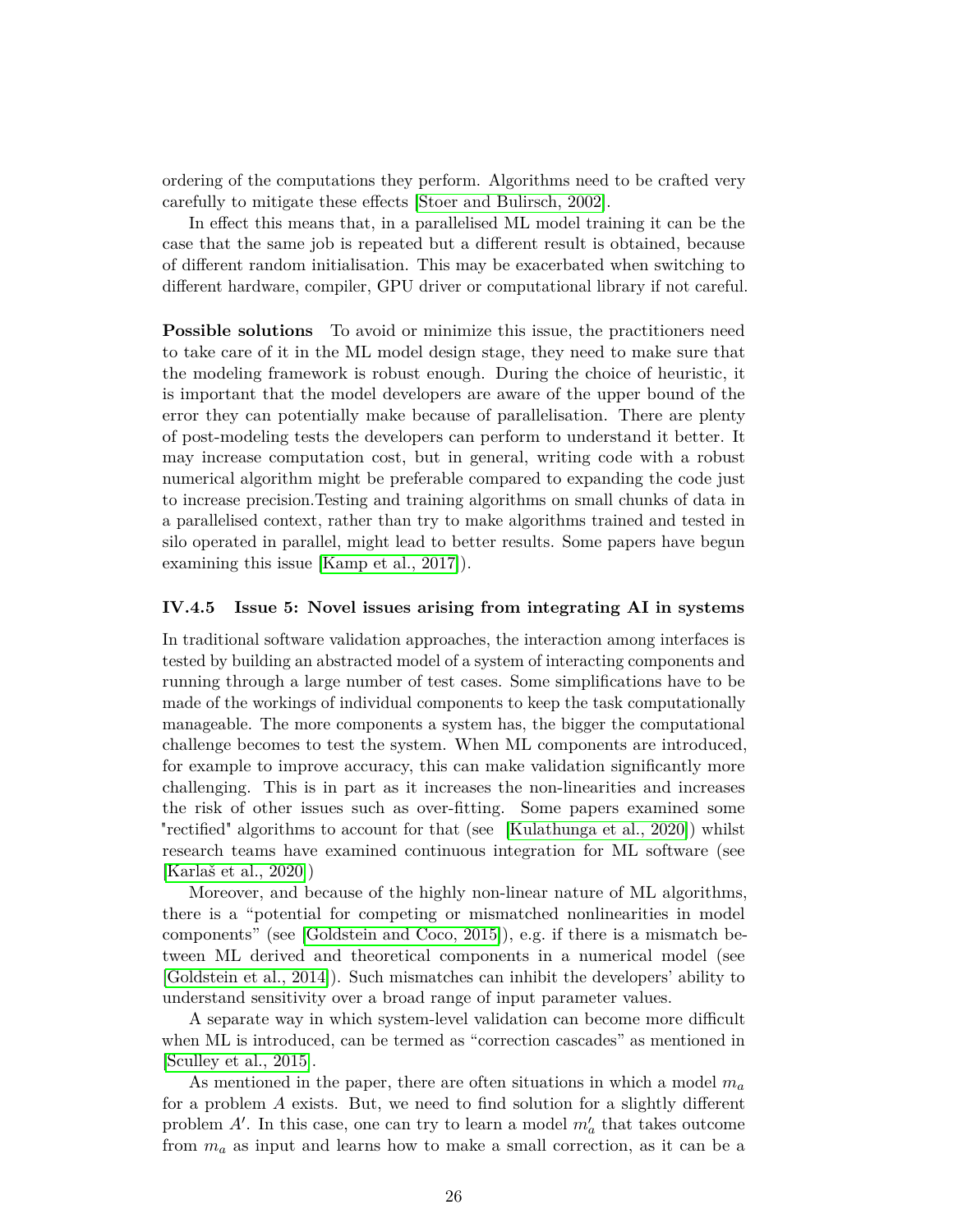ordering of the computations they perform. Algorithms need to be crafted very carefully to mitigate these effects [Stoer and Bulirsch, 2002].

In effect this means that, in a parallelised ML model training it can be the case that the same job is repeated but a different result is obtained, because of different random initialisation. This may be exacerbated when switching to different hardware, compiler, GPU driver or computational library if not careful.

**Possible solutions** To avoid or minimize this issue, the practitioners need to take care of it in the ML model design stage, they need to make sure that the modeling framework is robust enough. During the choice of heuristic, it is important that the model developers are aware of the upper bound of the error they can potentially make because of parallelisation. There are plenty of post-modeling tests the developers can perform to understand it better. It may increase computation cost, but in general, writing code with a robust numerical algorithm might be preferable compared to expanding the code just to increase precision.Testing and training algorithms on small chunks of data in a parallelised context, rather than try to make algorithms trained and tested in silo operated in parallel, might lead to better results. Some papers have begun examining this issue [Kamp et al., 2017]).

### IV.4.5 Issue 5: Novel issues arising from integrating AI in systems

In traditional software validation approaches, the interaction among interfaces is tested by building an abstracted model of a system of interacting components and running through a large number of test cases. Some simplifications have to be made of the workings of individual components to keep the task computationally manageable. The more components a system has, the bigger the computational challenge becomes to test the system. When ML components are introduced, for example to improve accuracy, this can make validation significantly more challenging. This is in part as it increases the non-linearities and increases the risk of other issues such as over-fitting. Some papers examined some "rectified" algorithms to account for that (see [Kulathunga et al., 2020]) whilst research teams have examined continuous integration for ML software (see [Karlaš et al., 2020])

Moreover, and because of the highly non-linear nature of ML algorithms, there is a "potential for competing or mismatched nonlinearities in model components" (see [Goldstein and Coco, 2015]), e.g. if there is a mismatch between ML derived and theoretical components in a numerical model (see [Goldstein et al., 2014]). Such mismatches can inhibit the developers' ability to understand sensitivity over a broad range of input parameter values.

A separate way in which system-level validation can become more difficult when ML is introduced, can be termed as "correction cascades" as mentioned in [Sculley et al., 2015].

As mentioned in the paper, there are often situations in which a model $m_a$ for a problem $A$ exists. But, we need to find solution for a slightly different problem $A'$. In this case, one can try to learn a model $m'_a$ that takes outcome from $m_a$ as input and learns how to make a small correction, as it can be a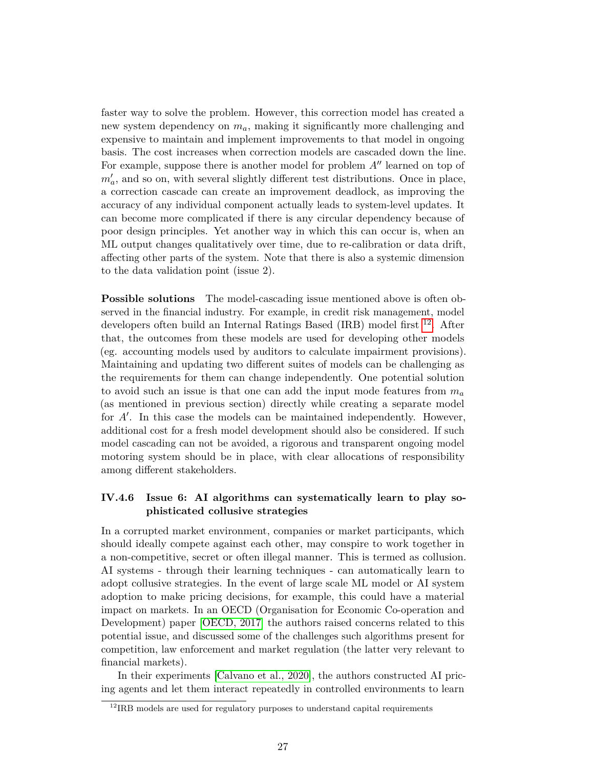faster way to solve the problem. However, this correction model has created a new system dependency on $m_a$, making it significantly more challenging and expensive to maintain and implement improvements to that model in ongoing basis. The cost increases when correction models are cascaded down the line. For example, suppose there is another model for problem $A''$ learned on top of $m'_a$, and so on, with several slightly different test distributions. Once in place, a correction cascade can create an improvement deadlock, as improving the accuracy of any individual component actually leads to system-level updates. It can become more complicated if there is any circular dependency because of poor design principles. Yet another way in which this can occur is, when an ML output changes qualitatively over time, due to re-calibration or data drift, affecting other parts of the system. Note that there is also a systemic dimension to the data validation point (issue 2).

**Possible solutions** The model-cascading issue mentioned above is often observed in the financial industry. For example, in credit risk management, model developers often build an Internal Ratings Based (IRB) model first [12]. After that, the outcomes from these models are used for developing other models (eg. accounting models used by auditors to calculate impairment provisions). Maintaining and updating two different suites of models can be challenging as the requirements for them can change independently. One potential solution to avoid such an issue is that one can add the input mode features from $m_a$ (as mentioned in previous section) directly while creating a separate model for $A'$. In this case the models can be maintained independently. However, additional cost for a fresh model development should also be considered. If such model cascading can not be avoided, a rigorous and transparent ongoing model motoring system should be in place, with clear allocations of responsibility among different stakeholders.

### IV.4.6 Issue 6: AI algorithms can systematically learn to play sophisticated collusive strategies

In a corrupted market environment, companies or market participants, which should ideally compete against each other, may conspire to work together in a non-competitive, secret or often illegal manner. This is termed as collusion. AI systems - through their learning techniques - can automatically learn to adopt collusive strategies. In the event of large scale ML model or AI system adoption to make pricing decisions, for example, this could have a material impact on markets. In an OECD (Organisation for Economic Co-operation and Development) paper [OECD, 2017] the authors raised concerns related to this potential issue, and discussed some of the challenges such algorithms present for competition, law enforcement and market regulation (the latter very relevant to financial markets).

In their experiments [Calvano et al., 2020], the authors constructed AI pricing agents and let them interact repeatedly in controlled environments to learn

[12] IRB models are used for regulatory purposes to understand capital requirements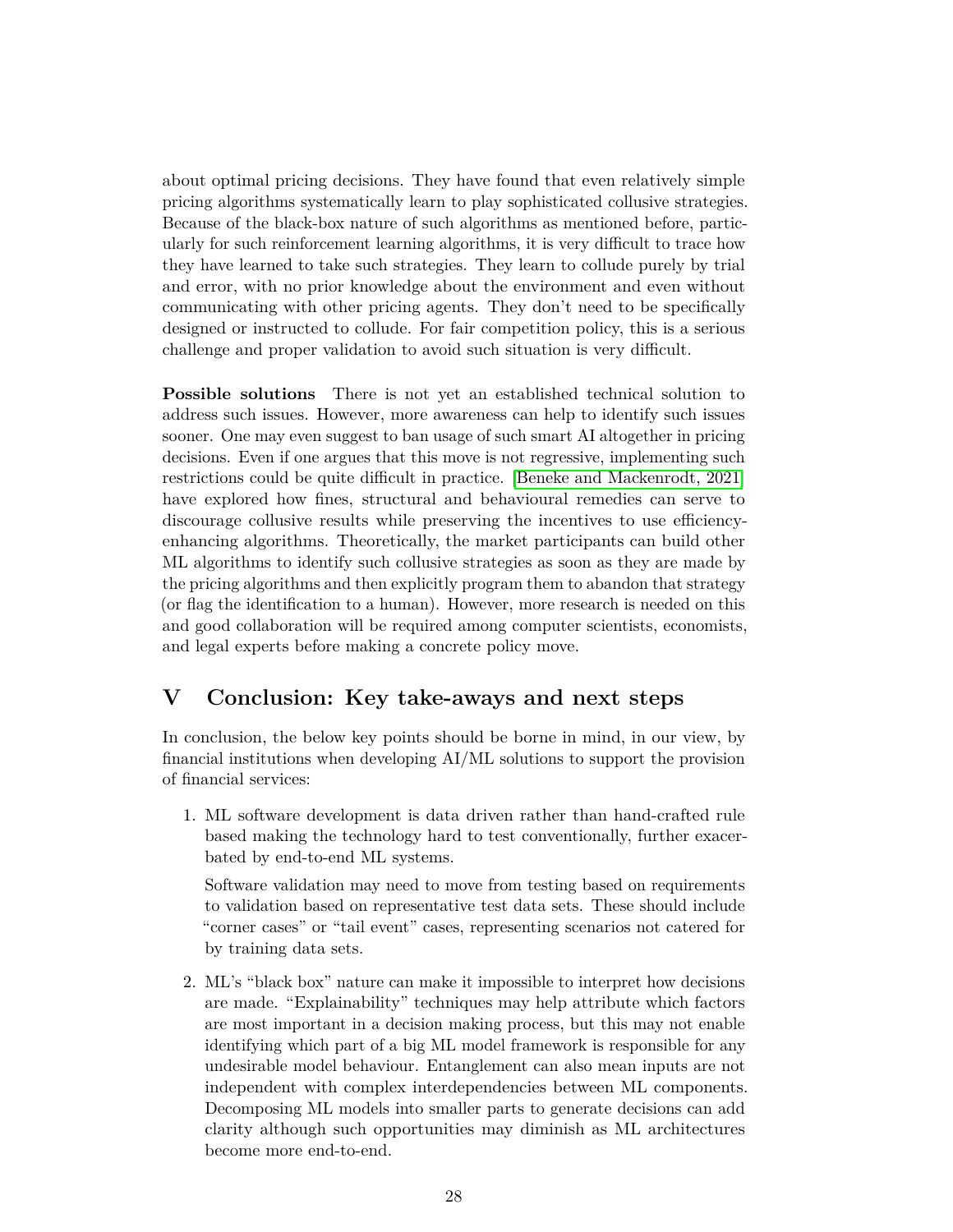about optimal pricing decisions. They have found that even relatively simple pricing algorithms systematically learn to play sophisticated collusive strategies. Because of the black-box nature of such algorithms as mentioned before, particularly for such reinforcement learning algorithms, it is very difficult to trace how they have learned to take such strategies. They learn to collude purely by trial and error, with no prior knowledge about the environment and even without communicating with other pricing agents. They don't need to be specifically designed or instructed to collude. For fair competition policy, this is a serious challenge and proper validation to avoid such situation is very difficult.

**Possible solutions** There is not yet an established technical solution to address such issues. However, more awareness can help to identify such issues sooner. One may even suggest to ban usage of such smart AI altogether in pricing decisions. Even if one argues that this move is not regressive, implementing such restrictions could be quite difficult in practice. [Beneke and Mackenrodt, 2021] have explored how fines, structural and behavioural remedies can serve to discourage collusive results while preserving the incentives to use efficiency-enhancing algorithms. Theoretically, the market participants can build other ML algorithms to identify such collusive strategies as soon as they are made by the pricing algorithms and then explicitly program them to abandon that strategy (or flag the identification to a human). However, more research is needed on this and good collaboration will be required among computer scientists, economists, and legal experts before making a concrete policy move.

# V Conclusion: Key take-aways and next steps

In conclusion, the below key points should be borne in mind, in our view, by financial institutions when developing AI/ML solutions to support the provision of financial services:

1. ML software development is data driven rather than hand-crafted rule based making the technology hard to test conventionally, further exacerbated by end-to-end ML systems.

   Software validation may need to move from testing based on requirements to validation based on representative test data sets. These should include "corner cases" or "tail event" cases, representing scenarios not catered for by training data sets.

2. ML's "black box" nature can make it impossible to interpret how decisions are made. "Explainability" techniques may help attribute which factors are most important in a decision making process, but this may not enable identifying which part of a big ML model framework is responsible for any undesirable model behaviour. Entanglement can also mean inputs are not independent with complex interdependencies between ML components. Decomposing ML models into smaller parts to generate decisions can add clarity although such opportunities may diminish as ML architectures become more end-to-end.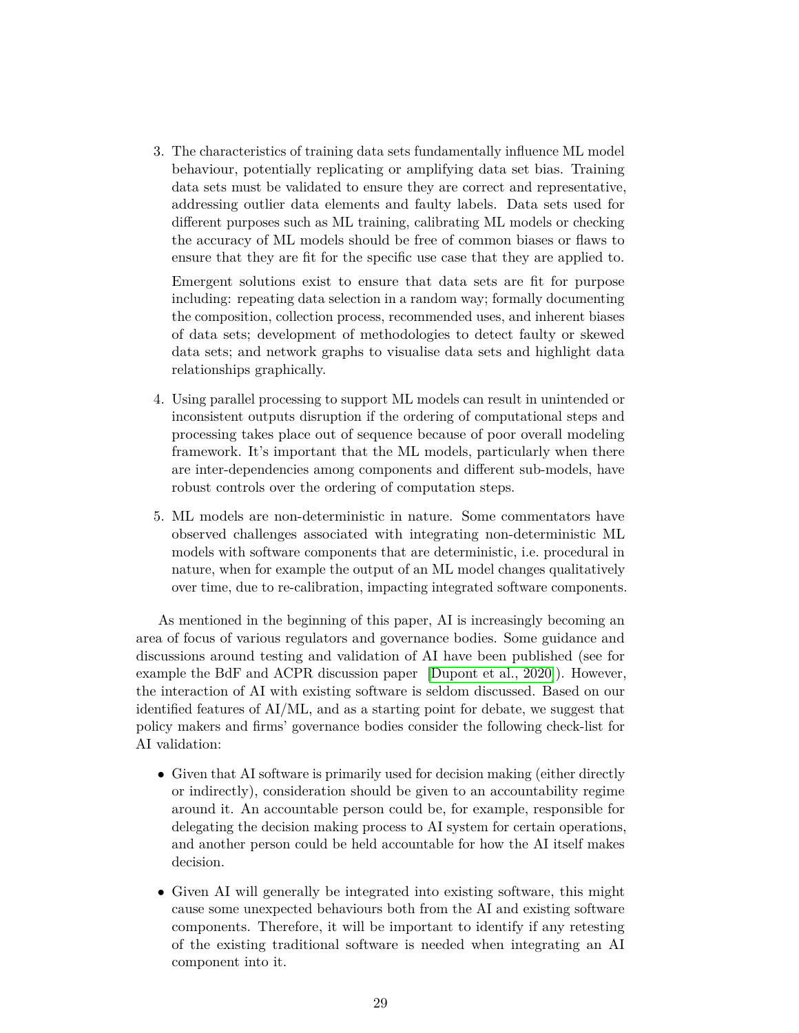3. The characteristics of training data sets fundamentally influence ML model behaviour, potentially replicating or amplifying data set bias. Training data sets must be validated to ensure they are correct and representative, addressing outlier data elements and faulty labels. Data sets used for different purposes such as ML training, calibrating ML models or checking the accuracy of ML models should be free of common biases or flaws to ensure that they are fit for the specific use case that they are applied to.

   Emergent solutions exist to ensure that data sets are fit for purpose including: repeating data selection in a random way; formally documenting the composition, collection process, recommended uses, and inherent biases of data sets; development of methodologies to detect faulty or skewed data sets; and network graphs to visualise data sets and highlight data relationships graphically.

4. Using parallel processing to support ML models can result in unintended or inconsistent outputs disruption if the ordering of computational steps and processing takes place out of sequence because of poor overall modeling framework. It's important that the ML models, particularly when there are inter-dependencies among components and different sub-models, have robust controls over the ordering of computation steps.

5. ML models are non-deterministic in nature. Some commentators have observed challenges associated with integrating non-deterministic ML models with software components that are deterministic, i.e. procedural in nature, when for example the output of an ML model changes qualitatively over time, due to re-calibration, impacting integrated software components.

As mentioned in the beginning of this paper, AI is increasingly becoming an area of focus of various regulators and governance bodies. Some guidance and discussions around testing and validation of AI have been published (see for example the BdF and ACPR discussion paper [Dupont et al., 2020]). However, the interaction of AI with existing software is seldom discussed. Based on our identified features of AI/ML, and as a starting point for debate, we suggest that policy makers and firms' governance bodies consider the following check-list for AI validation:

- Given that AI software is primarily used for decision making (either directly or indirectly), consideration should be given to an accountability regime around it. An accountable person could be, for example, responsible for delegating the decision making process to AI system for certain operations, and another person could be held accountable for how the AI itself makes decision.

- Given AI will generally be integrated into existing software, this might cause some unexpected behaviours both from the AI and existing software components. Therefore, it will be important to identify if any retesting of the existing traditional software is needed when integrating an AI component into it.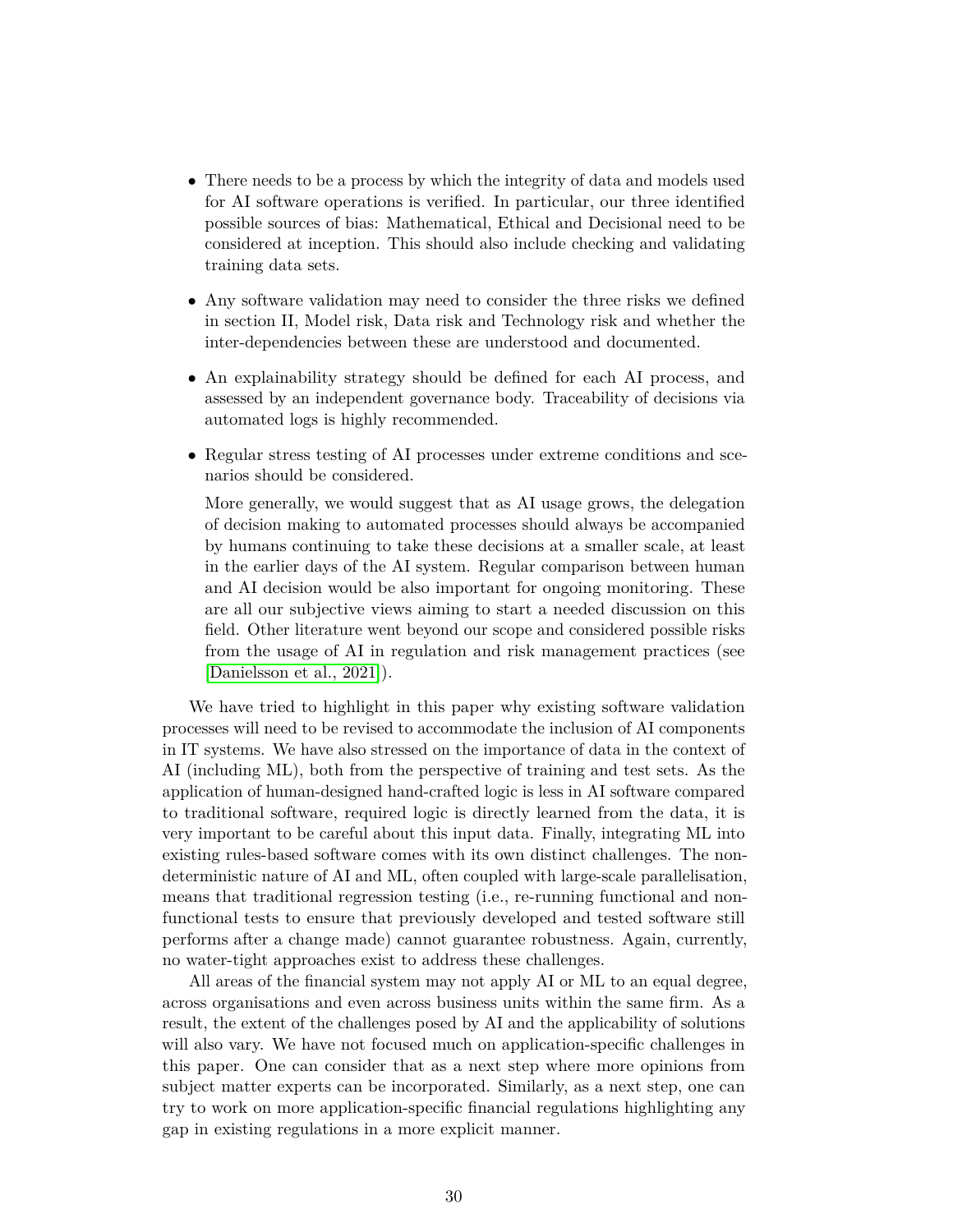- There needs to be a process by which the integrity of data and models used for AI software operations is verified. In particular, our three identified possible sources of bias: Mathematical, Ethical and Decisional need to be considered at inception. This should also include checking and validating training data sets.

- Any software validation may need to consider the three risks we defined in section II, Model risk, Data risk and Technology risk and whether the inter-dependencies between these are understood and documented.

- An explainability strategy should be defined for each AI process, and assessed by an independent governance body. Traceability of decisions via automated logs is highly recommended.

- Regular stress testing of AI processes under extreme conditions and scenarios should be considered.

  More generally, we would suggest that as AI usage grows, the delegation of decision making to automated processes should always be accompanied by humans continuing to take these decisions at a smaller scale, at least in the earlier days of the AI system. Regular comparison between human and AI decision would be also important for ongoing monitoring. These are all our subjective views aiming to start a needed discussion on this field. Other literature went beyond our scope and considered possible risks from the usage of AI in regulation and risk management practices (see [Danielsson et al., 2021]).

We have tried to highlight in this paper why existing software validation processes will need to be revised to accommodate the inclusion of AI components in IT systems. We have also stressed on the importance of data in the context of AI (including ML), both from the perspective of training and test sets. As the application of human-designed hand-crafted logic is less in AI software compared to traditional software, required logic is directly learned from the data, it is very important to be careful about this input data. Finally, integrating ML into existing rules-based software comes with its own distinct challenges. The non-deterministic nature of AI and ML, often coupled with large-scale parallelisation, means that traditional regression testing (i.e., re-running functional and non-functional tests to ensure that previously developed and tested software still performs after a change made) cannot guarantee robustness. Again, currently, no water-tight approaches exist to address these challenges.

All areas of the financial system may not apply AI or ML to an equal degree, across organisations and even across business units within the same firm. As a result, the extent of the challenges posed by AI and the applicability of solutions will also vary. We have not focused much on application-specific challenges in this paper. One can consider that as a next step where more opinions from subject matter experts can be incorporated. Similarly, as a next step, one can try to work on more application-specific financial regulations highlighting any gap in existing regulations in a more explicit manner.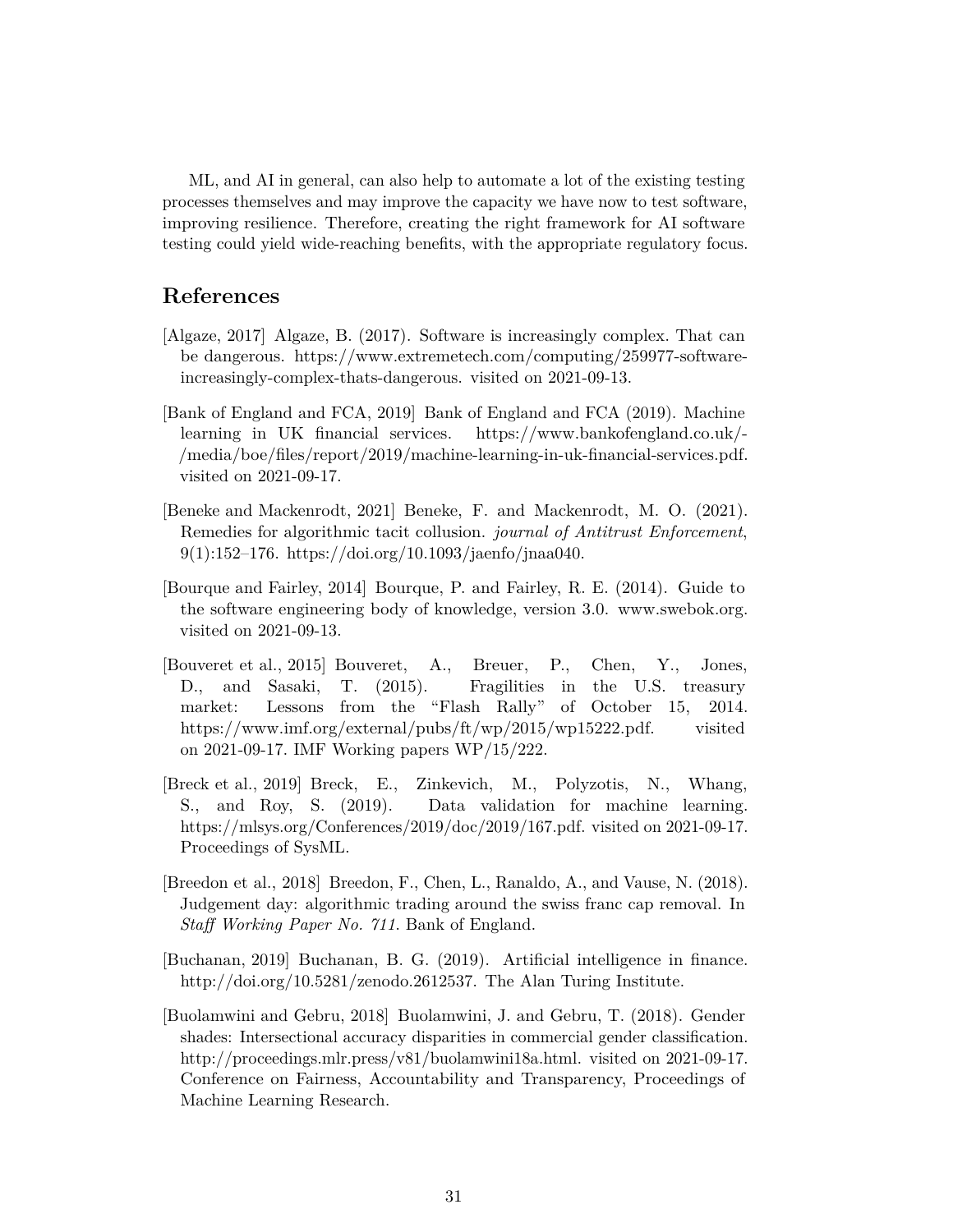ML, and AI in general, can also help to automate a lot of the existing testing processes themselves and may improve the capacity we have now to test software, improving resilience. Therefore, creating the right framework for AI software testing could yield wide-reaching benefits, with the appropriate regulatory focus.

## References

[Algaze, 2017] Algaze, B. (2017). Software is increasingly complex. That can be dangerous. https://www.extremetech.com/computing/259977-software-increasingly-complex-thats-dangerous. visited on 2021-09-13.

[Bank of England and FCA, 2019] Bank of England and FCA (2019). Machine learning in UK financial services. https://www.bankofengland.co.uk/-/media/boe/files/report/2019/machine-learning-in-uk-financial-services.pdf. visited on 2021-09-17.

[Beneke and Mackenrodt, 2021] Beneke, F. and Mackenrodt, M. O. (2021). Remedies for algorithmic tacit collusion. *journal of Antitrust Enforcement*, 9(1):152–176. https://doi.org/10.1093/jaenfo/jnaa040.

[Bourque and Fairley, 2014] Bourque, P. and Fairley, R. E. (2014). Guide to the software engineering body of knowledge, version 3.0. www.swebok.org. visited on 2021-09-13.

[Bouveret et al., 2015] Bouveret, A., Breuer, P., Chen, Y., Jones, D., and Sasaki, T. (2015). Fragilities in the U.S. treasury market: Lessons from the "Flash Rally" of October 15, 2014. https://www.imf.org/external/pubs/ft/wp/2015/wp15222.pdf. visited on 2021-09-17. IMF Working papers WP/15/222.

[Breck et al., 2019] Breck, E., Zinkevich, M., Polyzotis, N., Whang, S., and Roy, S. (2019). Data validation for machine learning. https://mlsys.org/Conferences/2019/doc/2019/167.pdf. visited on 2021-09-17. Proceedings of SysML.

[Breedon et al., 2018] Breedon, F., Chen, L., Ranaldo, A., and Vause, N. (2018). Judgement day: algorithmic trading around the swiss franc cap removal. In *Staff Working Paper No. 711*. Bank of England.

[Buchanan, 2019] Buchanan, B. G. (2019). Artificial intelligence in finance. http://doi.org/10.5281/zenodo.2612537. The Alan Turing Institute.

[Buolamwini and Gebru, 2018] Buolamwini, J. and Gebru, T. (2018). Gender shades: Intersectional accuracy disparities in commercial gender classification. http://proceedings.mlr.press/v81/buolamwini18a.html. visited on 2021-09-17. Conference on Fairness, Accountability and Transparency, Proceedings of Machine Learning Research.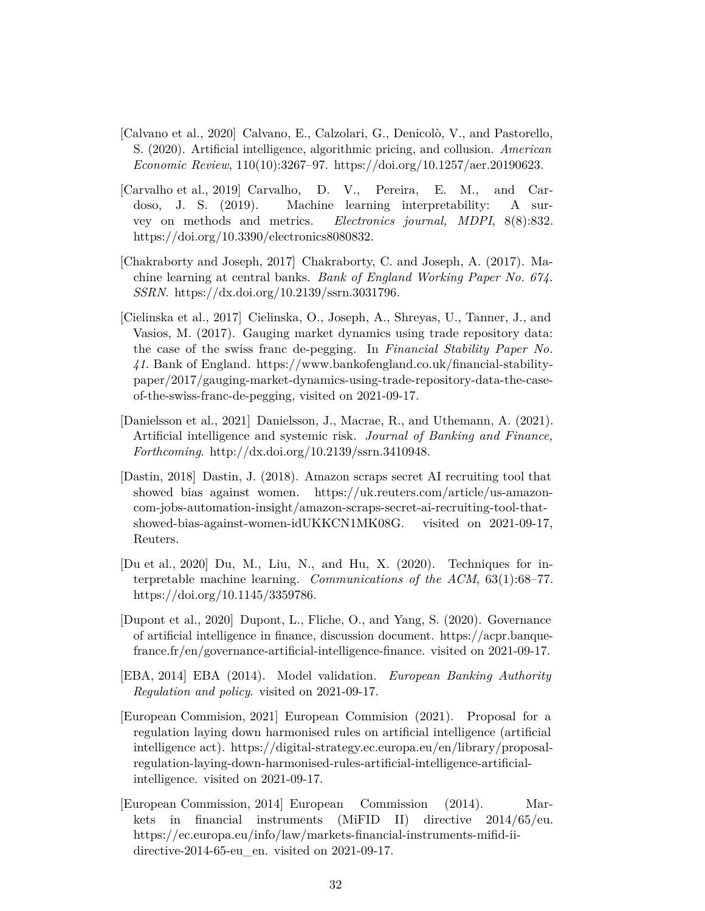[Calvano et al., 2020] Calvano, E., Calzolari, G., Denicolò, V., and Pastorello, S. (2020). Artificial intelligence, algorithmic pricing, and collusion. *American Economic Review*, 110(10):3267–97. https://doi.org/10.1257/aer.20190623.

[Carvalho et al., 2019] Carvalho, D. V., Pereira, E. M., and Cardoso, J. S. (2019). Machine learning interpretability: A survey on methods and metrics. *Electronics journal, MDPI*, 8(8):832. https://doi.org/10.3390/electronics8080832.

[Chakraborty and Joseph, 2017] Chakraborty, C. and Joseph, A. (2017). Machine learning at central banks. *Bank of England Working Paper No. 674. SSRN*. https://dx.doi.org/10.2139/ssrn.3031796.

[Cielinska et al., 2017] Cielinska, O., Joseph, A., Shreyas, U., Tanner, J., and Vasios, M. (2017). Gauging market dynamics using trade repository data: the case of the swiss franc de-pegging. In *Financial Stability Paper No. 41*. Bank of England. https://www.bankofengland.co.uk/financial-stability-paper/2017/gauging-market-dynamics-using-trade-repository-data-the-case-of-the-swiss-franc-de-pegging, visited on 2021-09-17.

[Danielsson et al., 2021] Danielsson, J., Macrae, R., and Uthemann, A. (2021). Artificial intelligence and systemic risk. *Journal of Banking and Finance, Forthcoming*. http://dx.doi.org/10.2139/ssrn.3410948.

[Dastin, 2018] Dastin, J. (2018). Amazon scraps secret AI recruiting tool that showed bias against women. https://uk.reuters.com/article/us-amazon-com-jobs-automation-insight/amazon-scraps-secret-ai-recruiting-tool-that-showed-bias-against-women-idUKKCN1MK08G. visited on 2021-09-17, Reuters.

[Du et al., 2020] Du, M., Liu, N., and Hu, X. (2020). Techniques for interpretable machine learning. *Communications of the ACM*, 63(1):68–77. https://doi.org/10.1145/3359786.

[Dupont et al., 2020] Dupont, L., Fliche, O., and Yang, S. (2020). Governance of artificial intelligence in finance, discussion document. https://acpr.banque-france.fr/en/governance-artificial-intelligence-finance. visited on 2021-09-17.

[EBA, 2014] EBA (2014). Model validation. *European Banking Authority Regulation and policy.* visited on 2021-09-17.

[European Commision, 2021] European Commision (2021). Proposal for a regulation laying down harmonised rules on artificial intelligence (artificial intelligence act). https://digital-strategy.ec.europa.eu/en/library/proposal-regulation-laying-down-harmonised-rules-artificial-intelligence-artificial-intelligence. visited on 2021-09-17.

[European Commission, 2014] European Commission (2014). Markets in financial instruments (MiFID II) directive 2014/65/eu. https://ec.europa.eu/info/law/markets-financial-instruments-mifid-ii-directive-2014-65-eu_en. visited on 2021-09-17.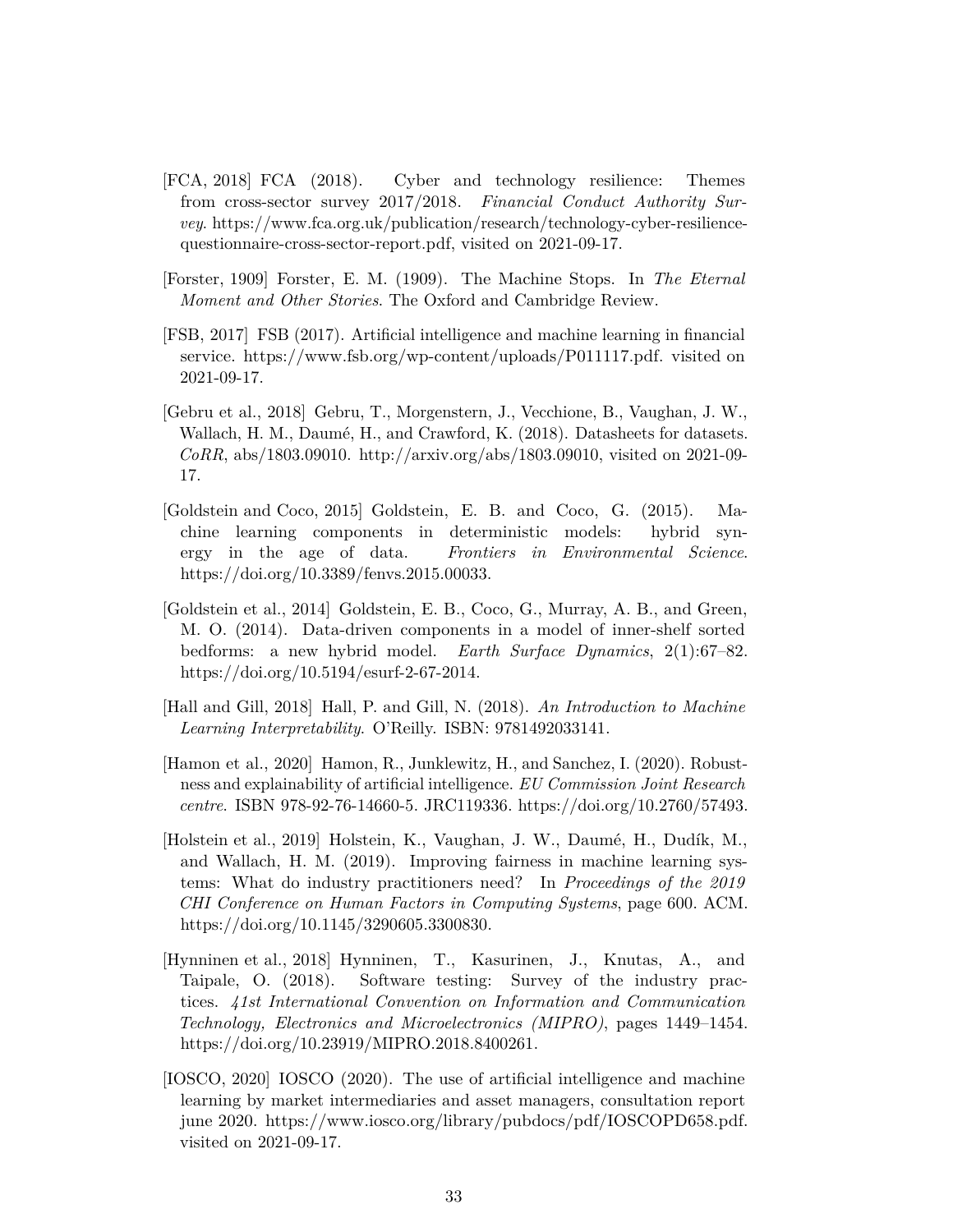[FCA, 2018] FCA (2018). Cyber and technology resilience: Themes from cross-sector survey 2017/2018. *Financial Conduct Authority Survey*. https://www.fca.org.uk/publication/research/technology-cyber-resilience-questionnaire-cross-sector-report.pdf, visited on 2021-09-17.

[Forster, 1909] Forster, E. M. (1909). The Machine Stops. In *The Eternal Moment and Other Stories*. The Oxford and Cambridge Review.

[FSB, 2017] FSB (2017). Artificial intelligence and machine learning in financial service. https://www.fsb.org/wp-content/uploads/P011117.pdf. visited on 2021-09-17.

[Gebru et al., 2018] Gebru, T., Morgenstern, J., Vecchione, B., Vaughan, J. W., Wallach, H. M., Daumé, H., and Crawford, K. (2018). Datasheets for datasets. *CoRR*, abs/1803.09010. http://arxiv.org/abs/1803.09010, visited on 2021-09-17.

[Goldstein and Coco, 2015] Goldstein, E. B. and Coco, G. (2015). Machine learning components in deterministic models: hybrid synergy in the age of data. *Frontiers in Environmental Science*. https://doi.org/10.3389/fenvs.2015.00033.

[Goldstein et al., 2014] Goldstein, E. B., Coco, G., Murray, A. B., and Green, M. O. (2014). Data-driven components in a model of inner-shelf sorted bedforms: a new hybrid model. *Earth Surface Dynamics*, 2(1):67–82. https://doi.org/10.5194/esurf-2-67-2014.

[Hall and Gill, 2018] Hall, P. and Gill, N. (2018). *An Introduction to Machine Learning Interpretability*. O'Reilly. ISBN: 9781492033141.

[Hamon et al., 2020] Hamon, R., Junklewitz, H., and Sanchez, I. (2020). Robustness and explainability of artificial intelligence. *EU Commission Joint Research centre*. ISBN 978-92-76-14660-5. JRC119336. https://doi.org/10.2760/57493.

[Holstein et al., 2019] Holstein, K., Vaughan, J. W., Daumé, H., Dudík, M., and Wallach, H. M. (2019). Improving fairness in machine learning systems: What do industry practitioners need? In *Proceedings of the 2019 CHI Conference on Human Factors in Computing Systems*, page 600. ACM. https://doi.org/10.1145/3290605.3300830.

[Hynninen et al., 2018] Hynninen, T., Kasurinen, J., Knutas, A., and Taipale, O. (2018). Software testing: Survey of the industry practices. *41st International Convention on Information and Communication Technology, Electronics and Microelectronics (MIPRO)*, pages 1449–1454. https://doi.org/10.23919/MIPRO.2018.8400261.

[IOSCO, 2020] IOSCO (2020). The use of artificial intelligence and machine learning by market intermediaries and asset managers, consultation report june 2020. https://www.iosco.org/library/pubdocs/pdf/IOSCOPD658.pdf. visited on 2021-09-17.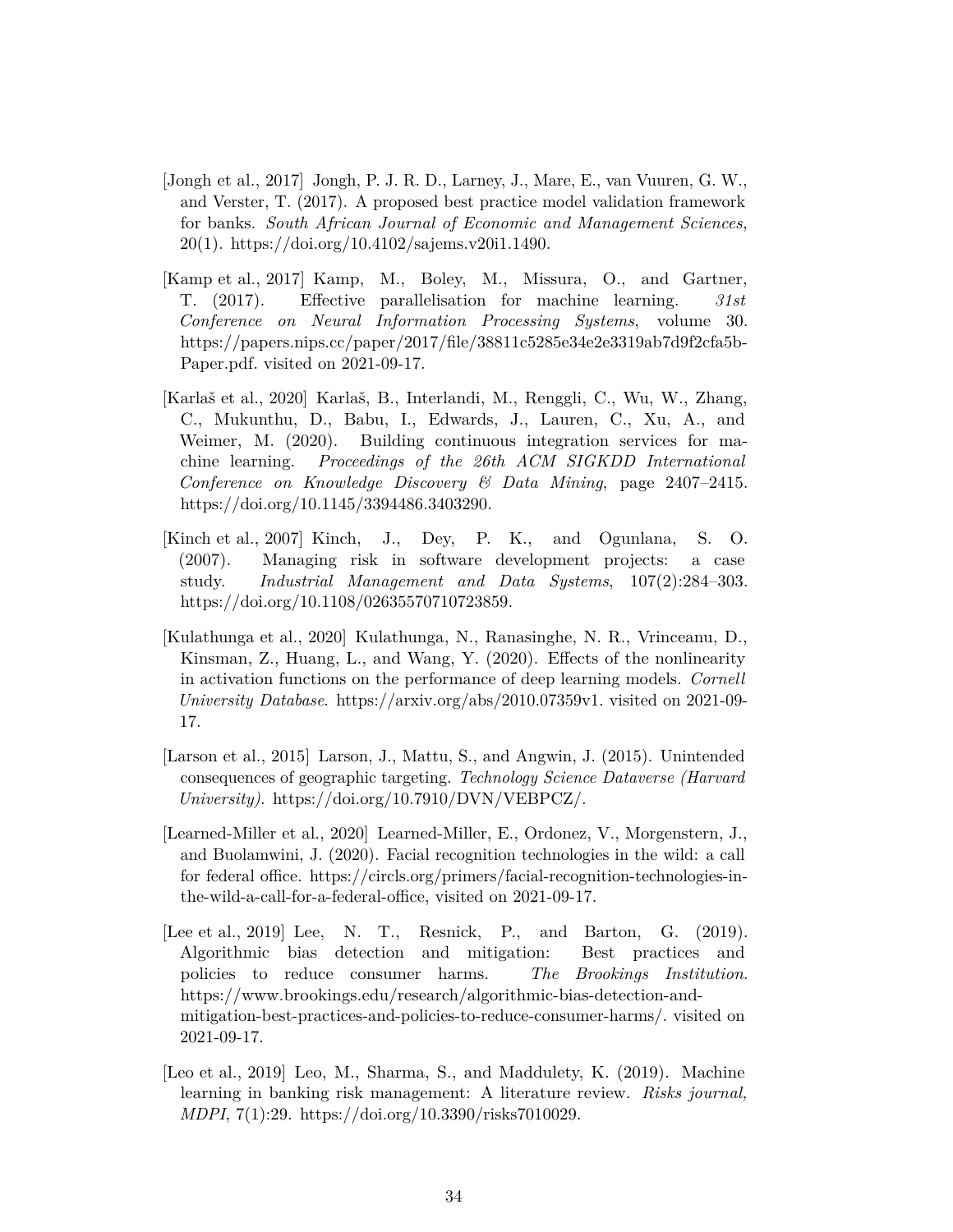[Jongh et al., 2017] Jongh, P. J. R. D., Larney, J., Mare, E., van Vuuren, G. W., and Verster, T. (2017). A proposed best practice model validation framework for banks. *South African Journal of Economic and Management Sciences*, 20(1). https://doi.org/10.4102/sajems.v20i1.1490.

[Kamp et al., 2017] Kamp, M., Boley, M., Missura, O., and Gartner, T. (2017). Effective parallelisation for machine learning. *31st Conference on Neural Information Processing Systems*, volume 30. https://papers.nips.cc/paper/2017/file/38811c5285e34e2e3319ab7d9f2cfa5b-Paper.pdf. visited on 2021-09-17.

[Karlaš et al., 2020] Karlaš, B., Interlandi, M., Renggli, C., Wu, W., Zhang, C., Mukunthu, D., Babu, I., Edwards, J., Lauren, C., Xu, A., and Weimer, M. (2020). Building continuous integration services for machine learning. *Proceedings of the 26th ACM SIGKDD International Conference on Knowledge Discovery & Data Mining*, page 2407–2415. https://doi.org/10.1145/3394486.3403290.

[Kinch et al., 2007] Kinch, J., Dey, P. K., and Ogunlana, S. O. (2007). Managing risk in software development projects: a case study. *Industrial Management and Data Systems*, 107(2):284–303. https://doi.org/10.1108/02635570710723859.

[Kulathunga et al., 2020] Kulathunga, N., Ranasinghe, N. R., Vrinceanu, D., Kinsman, Z., Huang, L., and Wang, Y. (2020). Effects of the nonlinearity in activation functions on the performance of deep learning models. *Cornell University Database*. https://arxiv.org/abs/2010.07359v1. visited on 2021-09-17.

[Larson et al., 2015] Larson, J., Mattu, S., and Angwin, J. (2015). Unintended consequences of geographic targeting. *Technology Science Dataverse (Harvard University)*. https://doi.org/10.7910/DVN/VEBPCZ/.

[Learned-Miller et al., 2020] Learned-Miller, E., Ordonez, V., Morgenstern, J., and Buolamwini, J. (2020). Facial recognition technologies in the wild: a call for federal office. https://circls.org/primers/facial-recognition-technologies-in-the-wild-a-call-for-a-federal-office, visited on 2021-09-17.

[Lee et al., 2019] Lee, N. T., Resnick, P., and Barton, G. (2019). Algorithmic bias detection and mitigation: Best practices and policies to reduce consumer harms. *The Brookings Institution*. https://www.brookings.edu/research/algorithmic-bias-detection-and-mitigation-best-practices-and-policies-to-reduce-consumer-harms/. visited on 2021-09-17.

[Leo et al., 2019] Leo, M., Sharma, S., and Maddulety, K. (2019). Machine learning in banking risk management: A literature review. *Risks journal, MDPI*, 7(1):29. https://doi.org/10.3390/risks7010029.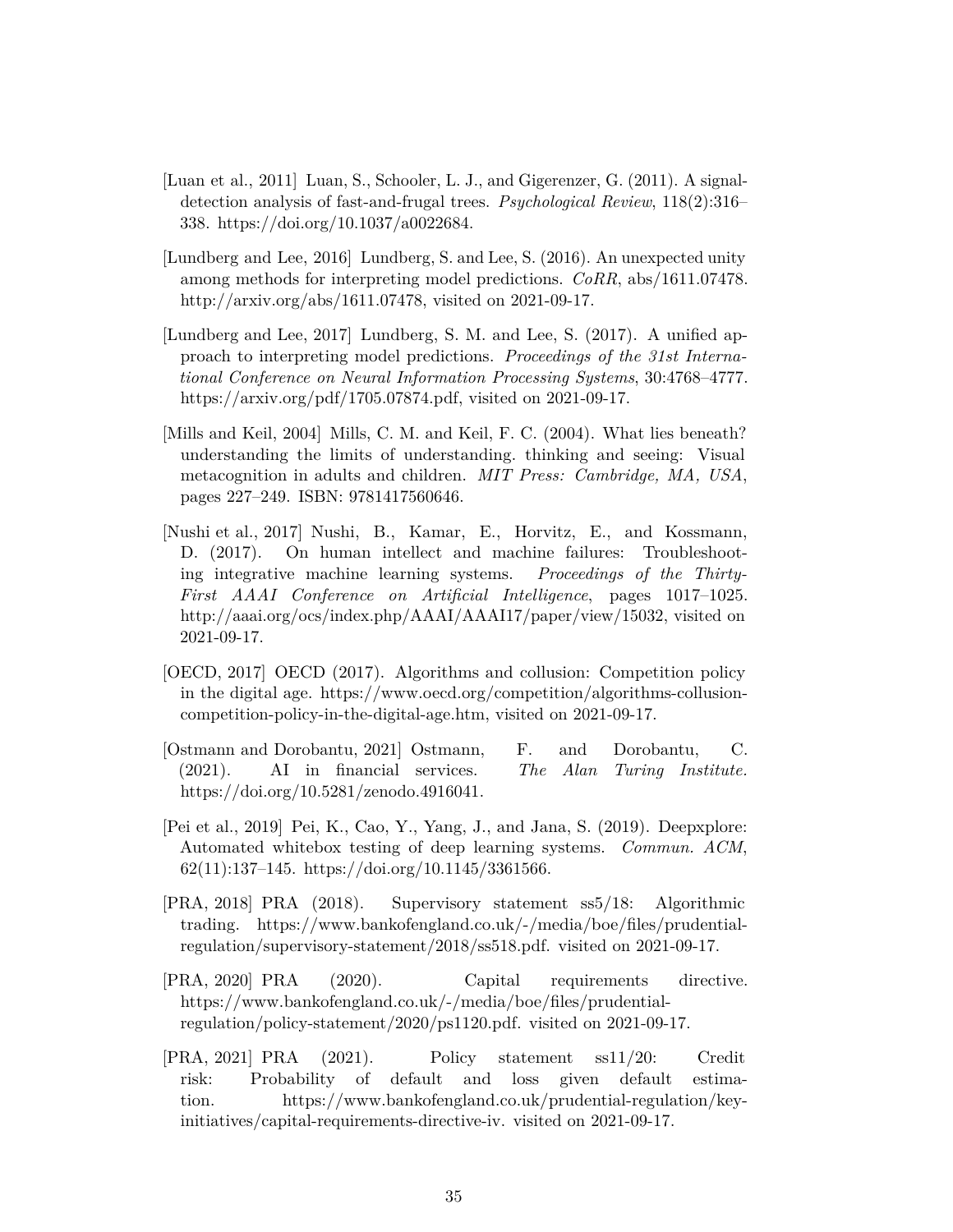[Luan et al., 2011] Luan, S., Schooler, L. J., and Gigerenzer, G. (2011). A signal-detection analysis of fast-and-frugal trees. *Psychological Review*, 118(2):316–338. https://doi.org/10.1037/a0022684.

[Lundberg and Lee, 2016] Lundberg, S. and Lee, S. (2016). An unexpected unity among methods for interpreting model predictions. *CoRR*, abs/1611.07478. http://arxiv.org/abs/1611.07478, visited on 2021-09-17.

[Lundberg and Lee, 2017] Lundberg, S. M. and Lee, S. (2017). A unified approach to interpreting model predictions. *Proceedings of the 31st International Conference on Neural Information Processing Systems*, 30:4768–4777. https://arxiv.org/pdf/1705.07874.pdf, visited on 2021-09-17.

[Mills and Keil, 2004] Mills, C. M. and Keil, F. C. (2004). What lies beneath? understanding the limits of understanding. thinking and seeing: Visual metacognition in adults and children. *MIT Press: Cambridge, MA, USA*, pages 227–249. ISBN: 9781417560646.

[Nushi et al., 2017] Nushi, B., Kamar, E., Horvitz, E., and Kossmann, D. (2017). On human intellect and machine failures: Troubleshooting integrative machine learning systems. *Proceedings of the Thirty-First AAAI Conference on Artificial Intelligence*, pages 1017–1025. http://aaai.org/ocs/index.php/AAAI/AAAI17/paper/view/15032, visited on 2021-09-17.

[OECD, 2017] OECD (2017). Algorithms and collusion: Competition policy in the digital age. https://www.oecd.org/competition/algorithms-collusion-competition-policy-in-the-digital-age.htm, visited on 2021-09-17.

[Ostmann and Dorobantu, 2021] Ostmann, F. and Dorobantu, C. (2021). AI in financial services. *The Alan Turing Institute.* https://doi.org/10.5281/zenodo.4916041.

[Pei et al., 2019] Pei, K., Cao, Y., Yang, J., and Jana, S. (2019). Deepxplore: Automated whitebox testing of deep learning systems. *Commun. ACM*, 62(11):137–145. https://doi.org/10.1145/3361566.

[PRA, 2018] PRA (2018). Supervisory statement ss5/18: Algorithmic trading. https://www.bankofengland.co.uk/-/media/boe/files/prudential-regulation/supervisory-statement/2018/ss518.pdf. visited on 2021-09-17.

[PRA, 2020] PRA (2020). Capital requirements directive. https://www.bankofengland.co.uk/-/media/boe/files/prudential-regulation/policy-statement/2020/ps1120.pdf. visited on 2021-09-17.

[PRA, 2021] PRA (2021). Policy statement ss11/20: Credit risk: Probability of default and loss given default estimation. https://www.bankofengland.co.uk/prudential-regulation/key-initiatives/capital-requirements-directive-iv. visited on 2021-09-17.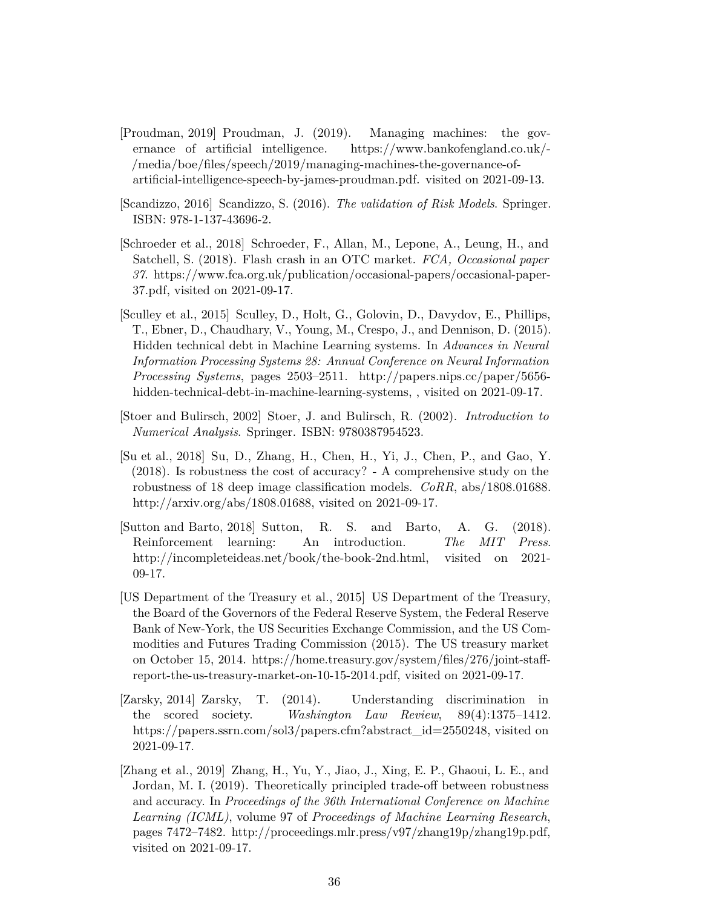[Proudman, 2019] Proudman, J. (2019). Managing machines: the governance of artificial intelligence. https://www.bankofengland.co.uk/-/media/boe/files/speech/2019/managing-machines-the-governance-of-artificial-intelligence-speech-by-james-proudman.pdf. visited on 2021-09-13.

[Scandizzo, 2016] Scandizzo, S. (2016). *The validation of Risk Models*. Springer. ISBN: 978-1-137-43696-2.

[Schroeder et al., 2018] Schroeder, F., Allan, M., Lepone, A., Leung, H., and Satchell, S. (2018). Flash crash in an OTC market. *FCA, Occasional paper 37*. https://www.fca.org.uk/publication/occasional-papers/occasional-paper-37.pdf, visited on 2021-09-17.

[Sculley et al., 2015] Sculley, D., Holt, G., Golovin, D., Davydov, E., Phillips, T., Ebner, D., Chaudhary, V., Young, M., Crespo, J., and Dennison, D. (2015). Hidden technical debt in Machine Learning systems. In *Advances in Neural Information Processing Systems 28: Annual Conference on Neural Information Processing Systems*, pages 2503–2511. http://papers.nips.cc/paper/5656-hidden-technical-debt-in-machine-learning-systems, , visited on 2021-09-17.

[Stoer and Bulirsch, 2002] Stoer, J. and Bulirsch, R. (2002). *Introduction to Numerical Analysis*. Springer. ISBN: 9780387954523.

[Su et al., 2018] Su, D., Zhang, H., Chen, H., Yi, J., Chen, P., and Gao, Y. (2018). Is robustness the cost of accuracy? - A comprehensive study on the robustness of 18 deep image classification models. *CoRR*, abs/1808.01688. http://arxiv.org/abs/1808.01688, visited on 2021-09-17.

[Sutton and Barto, 2018] Sutton, R. S. and Barto, A. G. (2018). Reinforcement learning: An introduction. *The MIT Press*. http://incompleteideas.net/book/the-book-2nd.html, visited on 2021-09-17.

[US Department of the Treasury et al., 2015] US Department of the Treasury, the Board of the Governors of the Federal Reserve System, the Federal Reserve Bank of New-York, the US Securities Exchange Commission, and the US Commodities and Futures Trading Commission (2015). The US treasury market on October 15, 2014. https://home.treasury.gov/system/files/276/joint-staff-report-the-us-treasury-market-on-10-15-2014.pdf, visited on 2021-09-17.

[Zarsky, 2014] Zarsky, T. (2014). Understanding discrimination in the scored society. *Washington Law Review*, 89(4):1375–1412. https://papers.ssrn.com/sol3/papers.cfm?abstract_id=2550248, visited on 2021-09-17.

[Zhang et al., 2019] Zhang, H., Yu, Y., Jiao, J., Xing, E. P., Ghaoui, L. E., and Jordan, M. I. (2019). Theoretically principled trade-off between robustness and accuracy. In *Proceedings of the 36th International Conference on Machine Learning (ICML)*, volume 97 of *Proceedings of Machine Learning Research*, pages 7472–7482. http://proceedings.mlr.press/v97/zhang19p/zhang19p.pdf, visited on 2021-09-17.